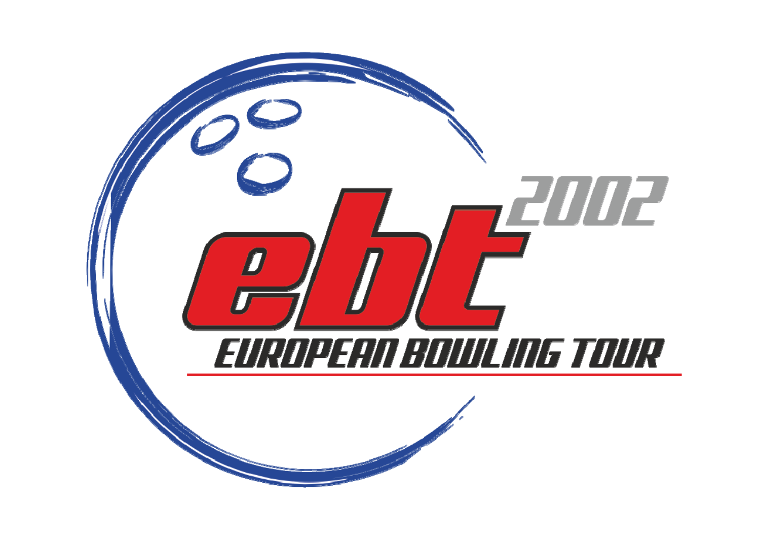ebt 2002

EUROPEAN BOWLING TOUR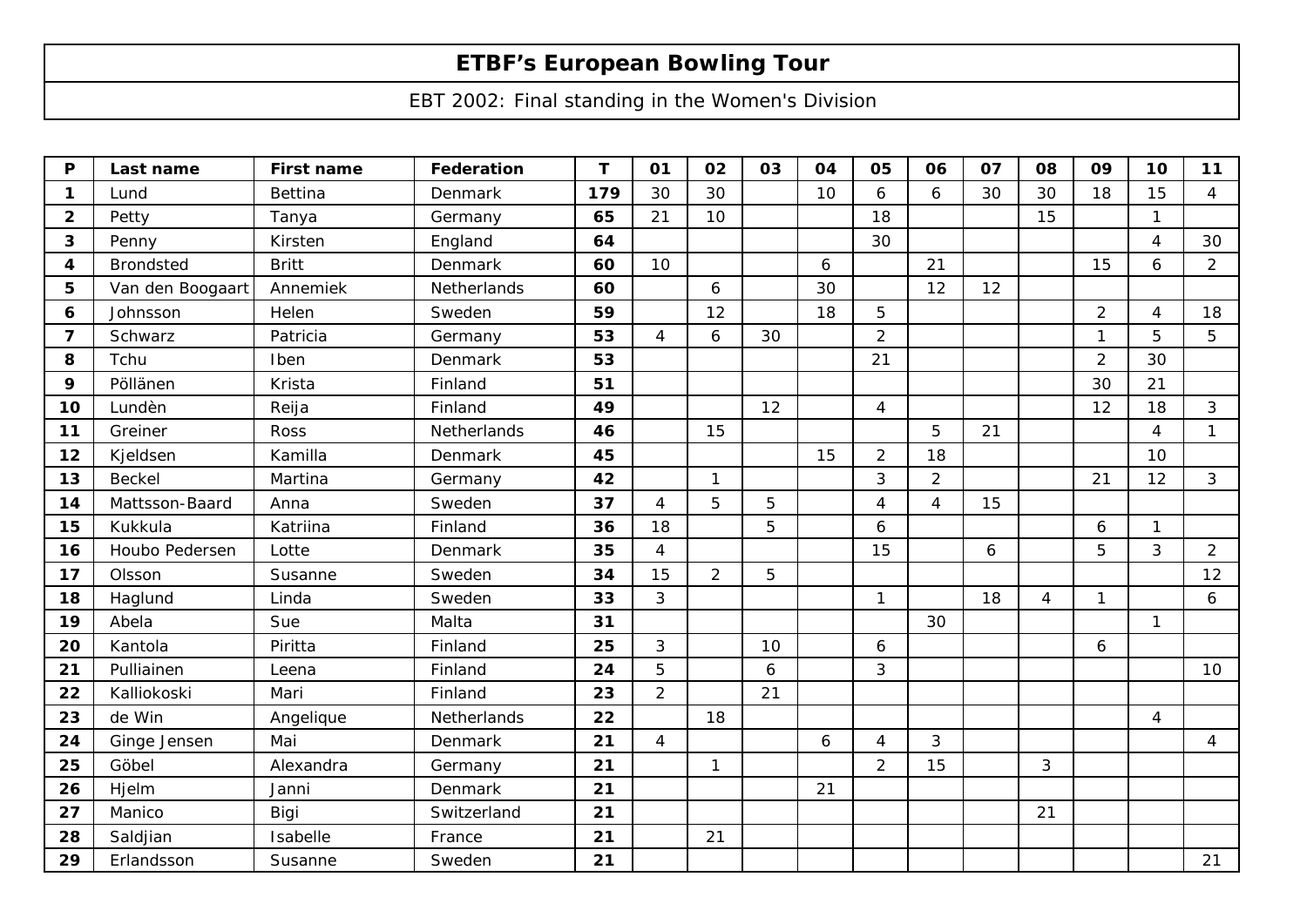# ETBF’s European Bowling Tour

EBT 2002: Final standing in the Women's Division

| P | Last name | First name | Federation | T | 01 | 02 | 03 | 04 | 05 | 06 | 07 | 08 | 09 | 10 | 11 |
|---|---|---|---|---|---|---|---|---|---|---|---|---|---|---|---|
| 1 | Lund | Bettina | Denmark | 179 | 30 | 30 | | 10 | 6 | 6 | 30 | 30 | 18 | 15 | 4 |
| 2 | Petty | Tanya | Germany | 65 | 21 | 10 | | | 18 | | | 15 | | 1 | |
| 3 | Penny | Kirsten | England | 64 | | | | | 30 | | | | | 4 | 30 |
| 4 | Brondsted | Britt | Denmark | 60 | 10 | | | 6 | | 21 | | | 15 | 6 | 2 |
| 5 | Van den Boogaart | Annemiek | Netherlands | 60 | | 6 | | 30 | | 12 | 12 | | | | |
| 6 | Johnsson | Helen | Sweden | 59 | | 12 | | 18 | 5 | | | | 2 | 4 | 18 |
| 7 | Schwarz | Patricia | Germany | 53 | 4 | 6 | 30 | | 2 | | | | 1 | 5 | 5 |
| 8 | Tchu | Iben | Denmark | 53 | | | | | 21 | | | | 2 | 30 | |
| 9 | Pöllänen | Krista | Finland | 51 | | | | | | | | | 30 | 21 | |
| 10 | Lundèn | Reija | Finland | 49 | | | 12 | | 4 | | | | 12 | 18 | 3 |
| 11 | Greiner | Ross | Netherlands | 46 | | 15 | | | | 5 | 21 | | | 4 | 1 |
| 12 | Kjeldsen | Kamilla | Denmark | 45 | | | | 15 | 2 | 18 | | | | 10 | |
| 13 | Beckel | Martina | Germany | 42 | | 1 | | | 3 | 2 | | | 21 | 12 | 3 |
| 14 | Mattsson-Baard | Anna | Sweden | 37 | 4 | 5 | 5 | | 4 | 4 | 15 | | | | |
| 15 | Kukkula | Katriina | Finland | 36 | 18 | | 5 | | 6 | | | | 6 | 1 | |
| 16 | Houbo Pedersen | Lotte | Denmark | 35 | 4 | | | | 15 | | 6 | | 5 | 3 | 2 |
| 17 | Olsson | Susanne | Sweden | 34 | 15 | 2 | 5 | | | | | | | | 12 |
| 18 | Haglund | Linda | Sweden | 33 | 3 | | | | 1 | | 18 | 4 | 1 | | 6 |
| 19 | Abela | Sue | Malta | 31 | | | | | | 30 | | | | 1 | |
| 20 | Kantola | Piritta | Finland | 25 | 3 | | 10 | | 6 | | | | 6 | | |
| 21 | Pulliainen | Leena | Finland | 24 | 5 | | 6 | | 3 | | | | | | 10 |
| 22 | Kalliokoski | Mari | Finland | 23 | 2 | | 21 | | | | | | | | |
| 23 | de Win | Angelique | Netherlands | 22 | | 18 | | | | | | | | 4 | |
| 24 | Ginge Jensen | Mai | Denmark | 21 | 4 | | | 6 | 4 | 3 | | | | | 4 |
| 25 | Göbel | Alexandra | Germany | 21 | | 1 | | | 2 | 15 | | 3 | | | |
| 26 | Hjelm | Janni | Denmark | 21 | | | | 21 | | | | | | | |
| 27 | Manico | Bigi | Switzerland | 21 | | | | | | | | 21 | | | |
| 28 | Saldjian | Isabelle | France | 21 | | 21 | | | | | | | | | |
| 29 | Erlandsson | Susanne | Sweden | 21 | | | | | | | | | | | 21 |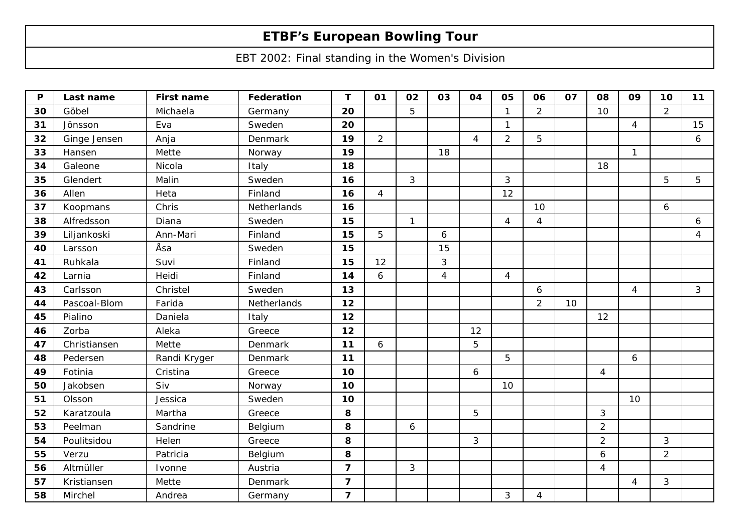# ETBF's European Bowling Tour

EBT 2002: Final standing in the Women's Division

| P | Last name | First name | Federation | T | 01 | 02 | 03 | 04 | 05 | 06 | 07 | 08 | 09 | 10 | 11 |
|---|---|---|---|---|---|---|---|---|---|---|---|---|---|---|---|
| 30 | Göbel | Michaela | Germany | 20 | | 5 | | | 1 | 2 | | 10 | | 2 | |
| 31 | Jönsson | Eva | Sweden | 20 | | | | | 1 | | | | 4 | | 15 |
| 32 | Ginge Jensen | Anja | Denmark | 19 | 2 | | | 4 | 2 | 5 | | | | | 6 |
| 33 | Hansen | Mette | Norway | 19 | | | 18 | | | | | | 1 | | |
| 34 | Galeone | Nicola | Italy | 18 | | | | | | | | 18 | | | |
| 35 | Glendert | Malin | Sweden | 16 | | 3 | | | 3 | | | | | 5 | 5 |
| 36 | Allen | Heta | Finland | 16 | 4 | | | | 12 | | | | | | |
| 37 | Koopmans | Chris | Netherlands | 16 | | | | | | 10 | | | | 6 | |
| 38 | Alfredsson | Diana | Sweden | 15 | | 1 | | | 4 | 4 | | | | | 6 |
| 39 | Liljankoski | Ann-Mari | Finland | 15 | 5 | | 6 | | | | | | | | 4 |
| 40 | Larsson | Åsa | Sweden | 15 | | | 15 | | | | | | | | |
| 41 | Ruhkala | Suvi | Finland | 15 | 12 | | 3 | | | | | | | | |
| 42 | Larnia | Heidi | Finland | 14 | 6 | | 4 | | 4 | | | | | | |
| 43 | Carlsson | Christel | Sweden | 13 | | | | | | 6 | | | 4 | | 3 |
| 44 | Pascoal-Blom | Farida | Netherlands | 12 | | | | | | 2 | 10 | | | | |
| 45 | Pialino | Daniela | Italy | 12 | | | | | | | | 12 | | | |
| 46 | Zorba | Aleka | Greece | 12 | | | | 12 | | | | | | | |
| 47 | Christiansen | Mette | Denmark | 11 | 6 | | | 5 | | | | | | | |
| 48 | Pedersen | Randi Kryger | Denmark | 11 | | | | | 5 | | | | 6 | | |
| 49 | Fotinia | Cristina | Greece | 10 | | | | 6 | | | | 4 | | | |
| 50 | Jakobsen | Siv | Norway | 10 | | | | | 10 | | | | | | |
| 51 | Olsson | Jessica | Sweden | 10 | | | | | | | | | 10 | | |
| 52 | Karatzoula | Martha | Greece | 8 | | | | 5 | | | | 3 | | | |
| 53 | Peelman | Sandrine | Belgium | 8 | | 6 | | | | | | 2 | | | |
| 54 | Poulitsidou | Helen | Greece | 8 | | | | 3 | | | | 2 | | 3 | |
| 55 | Verzu | Patricia | Belgium | 8 | | | | | | | | 6 | | 2 | |
| 56 | Altmüller | Ivonne | Austria | 7 | | 3 | | | | | | 4 | | | |
| 57 | Kristiansen | Mette | Denmark | 7 | | | | | | | | | 4 | 3 | |
| 58 | Mirchel | Andrea | Germany | 7 | | | | | 3 | 4 | | | | | |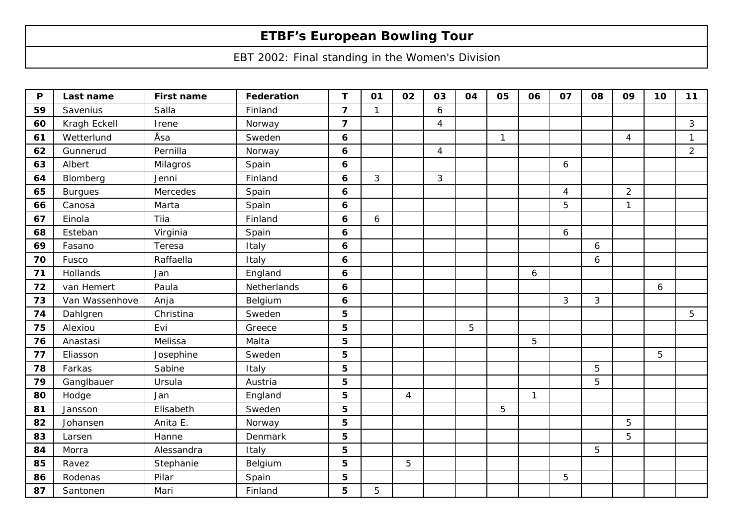# ETBF's European Bowling Tour

EBT 2002: Final standing in the Women's Division

| P | Last name | First name | Federation | T | 01 | 02 | 03 | 04 | 05 | 06 | 07 | 08 | 09 | 10 | 11 |
|---|---|---|---|---|---|---|---|---|---|---|---|---|---|---|---|
| **59** | Savenius | Salla | Finland | **7** | 1 | | 6 | | | | | | | | |
| **60** | Kragh Eckell | Irene | Norway | **7** | | | 4 | | | | | | | | 3 |
| **61** | Wetterlund | Åsa | Sweden | **6** | | | | | 1 | | | | 4 | | 1 |
| **62** | Gunnerud | Pernilla | Norway | **6** | | | 4 | | | | | | | | 2 |
| **63** | Albert | Milagros | Spain | **6** | | | | | | | 6 | | | | |
| **64** | Blomberg | Jenni | Finland | **6** | 3 | | 3 | | | | | | | | |
| **65** | Burgues | Mercedes | Spain | **6** | | | | | | | 4 | | 2 | | |
| **66** | Canosa | Marta | Spain | **6** | | | | | | | 5 | | 1 | | |
| **67** | Einola | Tiia | Finland | **6** | 6 | | | | | | | | | | |
| **68** | Esteban | Virginia | Spain | **6** | | | | | | | 6 | | | | |
| **69** | Fasano | Teresa | Italy | **6** | | | | | | | | 6 | | | |
| **70** | Fusco | Raffaella | Italy | **6** | | | | | | | | 6 | | | |
| **71** | Hollands | Jan | England | **6** | | | | | | 6 | | | | | |
| **72** | van Hemert | Paula | Netherlands | **6** | | | | | | | | | | 6 | |
| **73** | Van Wassenhove | Anja | Belgium | **6** | | | | | | | 3 | 3 | | | |
| **74** | Dahlgren | Christina | Sweden | **5** | | | | | | | | | | | 5 |
| **75** | Alexiou | Evi | Greece | **5** | | | | 5 | | | | | | | |
| **76** | Anastasi | Melissa | Malta | **5** | | | | | | 5 | | | | | |
| **77** | Eliasson | Josephine | Sweden | **5** | | | | | | | | | | 5 | |
| **78** | Farkas | Sabine | Italy | **5** | | | | | | | | 5 | | | |
| **79** | Ganglbauer | Ursula | Austria | **5** | | | | | | | | 5 | | | |
| **80** | Hodge | Jan | England | **5** | | 4 | | | | 1 | | | | | |
| **81** | Jansson | Elisabeth | Sweden | **5** | | | | | 5 | | | | | | |
| **82** | Johansen | Anita E. | Norway | **5** | | | | | | | | | 5 | | |
| **83** | Larsen | Hanne | Denmark | **5** | | | | | | | | | 5 | | |
| **84** | Morra | Alessandra | Italy | **5** | | | | | | | | 5 | | | |
| **85** | Ravez | Stephanie | Belgium | **5** | | 5 | | | | | | | | | |
| **86** | Rodenas | Pilar | Spain | **5** | | | | | | | 5 | | | | |
| **87** | Santonen | Mari | Finland | **5** | 5 | | | | | | | | | | |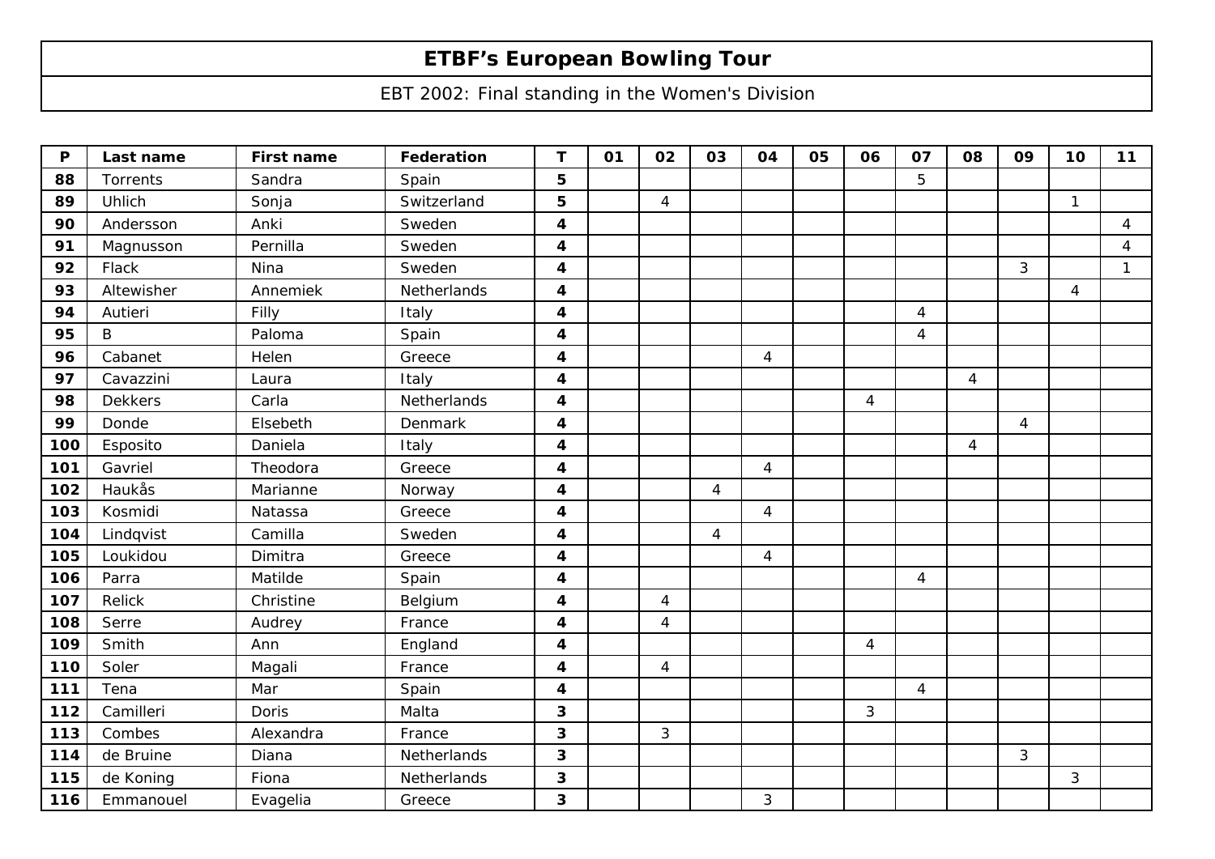| ETBF's European Bowling Tour |
|---|
| EBT 2002: Final standing in the Women's Division |

| P | Last name | First name | Federation | T | 01 | 02 | 03 | 04 | 05 | 06 | 07 | 08 | 09 | 10 | 11 |
|---|---|---|---|---|---|---|---|---|---|---|---|---|---|---|---|
| **88** | Torrents | Sandra | Spain | **5** | | | | | | | 5 | | | | |
| **89** | Uhlich | Sonja | Switzerland | **5** | | 4 | | | | | | | | 1 | |
| **90** | Andersson | Anki | Sweden | **4** | | | | | | | | | | | 4 |
| **91** | Magnusson | Pernilla | Sweden | **4** | | | | | | | | | | | 4 |
| **92** | Flack | Nina | Sweden | **4** | | | | | | | | | 3 | | 1 |
| **93** | Altewisher | Annemiek | Netherlands | **4** | | | | | | | | | | 4 | |
| **94** | Autieri | Filly | Italy | **4** | | | | | | | 4 | | | | |
| **95** | B | Paloma | Spain | **4** | | | | | | | 4 | | | | |
| **96** | Cabanet | Helen | Greece | **4** | | | | 4 | | | | | | | |
| **97** | Cavazzini | Laura | Italy | **4** | | | | | | | | 4 | | | |
| **98** | Dekkers | Carla | Netherlands | **4** | | | | | | 4 | | | | | |
| **99** | Donde | Elsebeth | Denmark | **4** | | | | | | | | | 4 | | |
| **100** | Esposito | Daniela | Italy | **4** | | | | | | | | 4 | | | |
| **101** | Gavriel | Theodora | Greece | **4** | | | | 4 | | | | | | | |
| **102** | Haukås | Marianne | Norway | **4** | | | 4 | | | | | | | | |
| **103** | Kosmidi | Natassa | Greece | **4** | | | | 4 | | | | | | | |
| **104** | Lindqvist | Camilla | Sweden | **4** | | | 4 | | | | | | | | |
| **105** | Loukidou | Dimitra | Greece | **4** | | | | 4 | | | | | | | |
| **106** | Parra | Matilde | Spain | **4** | | | | | | | 4 | | | | |
| **107** | Relick | Christine | Belgium | **4** | | 4 | | | | | | | | | |
| **108** | Serre | Audrey | France | **4** | | 4 | | | | | | | | | |
| **109** | Smith | Ann | England | **4** | | | | | | 4 | | | | | |
| **110** | Soler | Magali | France | **4** | | 4 | | | | | | | | | |
| **111** | Tena | Mar | Spain | **4** | | | | | | | 4 | | | | |
| **112** | Camilleri | Doris | Malta | **3** | | | | | | 3 | | | | | |
| **113** | Combes | Alexandra | France | **3** | | 3 | | | | | | | | | |
| **114** | de Bruine | Diana | Netherlands | **3** | | | | | | | | | 3 | | |
| **115** | de Koning | Fiona | Netherlands | **3** | | | | | | | | | | 3 | |
| **116** | Emmanouel | Evagelia | Greece | **3** | | | | 3 | | | | | | | |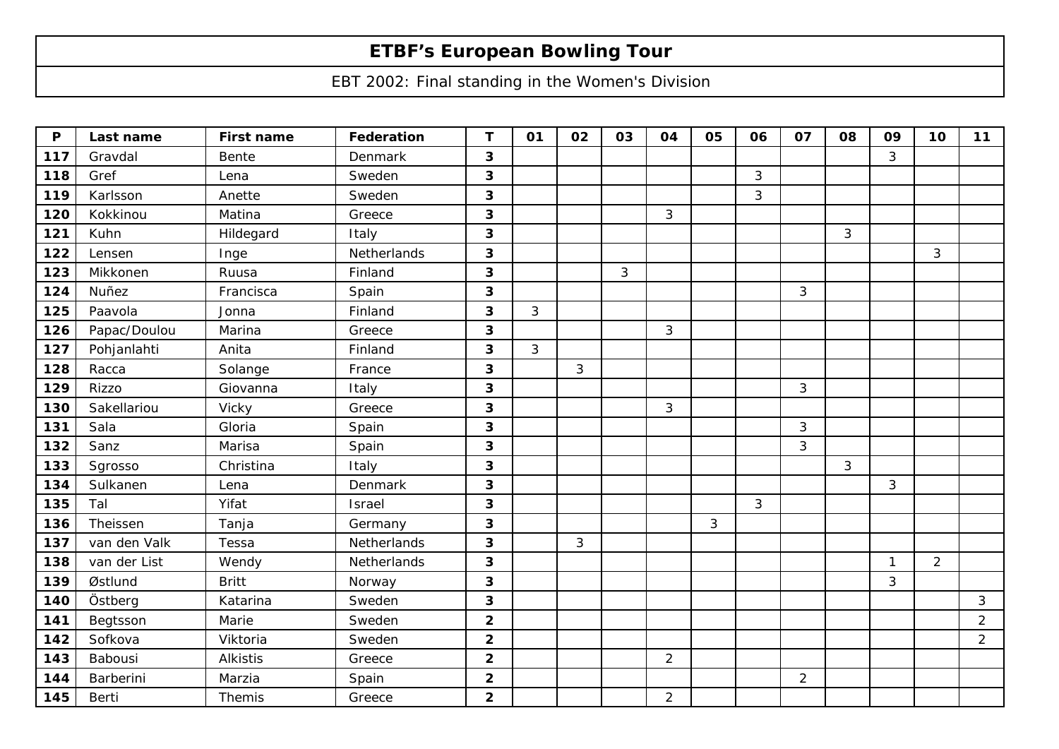# ETBF’s European Bowling Tour

EBT 2002: Final standing in the Women's Division

| P | Last name | First name | Federation | T | 01 | 02 | 03 | 04 | 05 | 06 | 07 | 08 | 09 | 10 | 11 |
|---|---|---|---|---|---|---|---|---|---|---|---|---|---|---|---|
| **117** | Gravdal | Bente | Denmark | **3** | | | | | | | | | 3 | | |
| **118** | Gref | Lena | Sweden | **3** | | | | | | 3 | | | | | |
| **119** | Karlsson | Anette | Sweden | **3** | | | | | | 3 | | | | | |
| **120** | Kokkinou | Matina | Greece | **3** | | | | 3 | | | | | | | |
| **121** | Kuhn | Hildegard | Italy | **3** | | | | | | | | 3 | | | |
| **122** | Lensen | Inge | Netherlands | **3** | | | | | | | | | | 3 | |
| **123** | Mikkonen | Ruusa | Finland | **3** | | | 3 | | | | | | | | |
| **124** | Nuñez | Francisca | Spain | **3** | | | | | | | 3 | | | | |
| **125** | Paavola | Jonna | Finland | **3** | 3 | | | | | | | | | | |
| **126** | Papac/Doulou | Marina | Greece | **3** | | | | 3 | | | | | | | |
| **127** | Pohjanlahti | Anita | Finland | **3** | 3 | | | | | | | | | | |
| **128** | Racca | Solange | France | **3** | | 3 | | | | | | | | | |
| **129** | Rizzo | Giovanna | Italy | **3** | | | | | | | 3 | | | | |
| **130** | Sakellariou | Vicky | Greece | **3** | | | | 3 | | | | | | | |
| **131** | Sala | Gloria | Spain | **3** | | | | | | | 3 | | | | |
| **132** | Sanz | Marisa | Spain | **3** | | | | | | | 3 | | | | |
| **133** | Sgrosso | Christina | Italy | **3** | | | | | | | | 3 | | | |
| **134** | Sulkanen | Lena | Denmark | **3** | | | | | | | | | 3 | | |
| **135** | Tal | Yifat | Israel | **3** | | | | | | 3 | | | | | |
| **136** | Theissen | Tanja | Germany | **3** | | | | | 3 | | | | | | |
| **137** | van den Valk | Tessa | Netherlands | **3** | | 3 | | | | | | | | | |
| **138** | van der List | Wendy | Netherlands | **3** | | | | | | | | | 1 | 2 | |
| **139** | Østlund | Britt | Norway | **3** | | | | | | | | | 3 | | |
| **140** | Östberg | Katarina | Sweden | **3** | | | | | | | | | | | 3 |
| **141** | Begtsson | Marie | Sweden | **2** | | | | | | | | | | | 2 |
| **142** | Sofkova | Viktoria | Sweden | **2** | | | | | | | | | | | 2 |
| **143** | Babousi | Alkistis | Greece | **2** | | | | 2 | | | | | | | |
| **144** | Barberini | Marzia | Spain | **2** | | | | | | | 2 | | | | |
| **145** | Berti | Themis | Greece | **2** | | | | 2 | | | | | | | |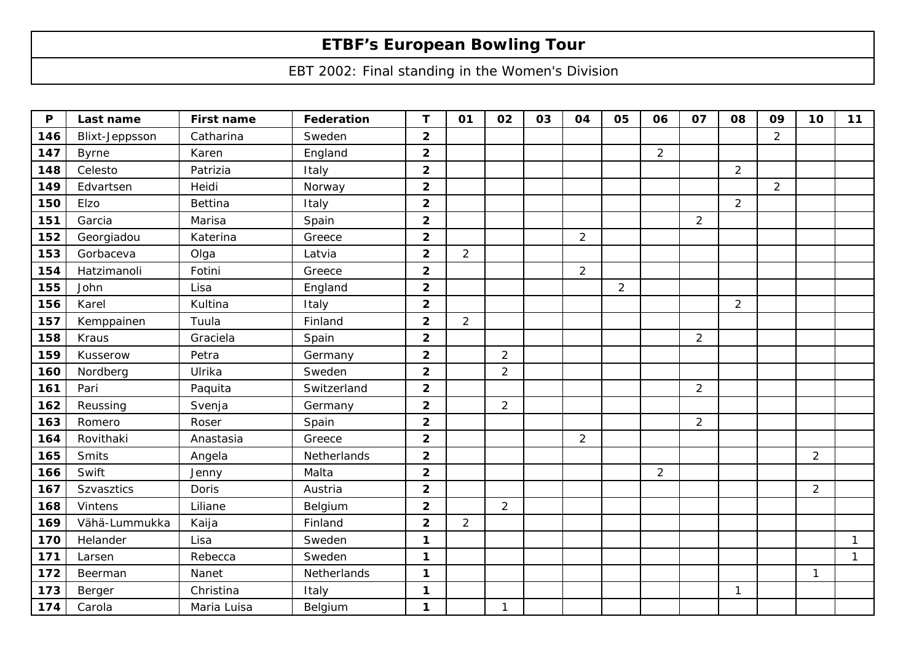# ETBF's European Bowling Tour

EBT 2002: Final standing in the Women's Division

| P | Last name | First name | Federation | T | 01 | 02 | 03 | 04 | 05 | 06 | 07 | 08 | 09 | 10 | 11 |
|---|---|---|---|---|---|---|---|---|---|---|---|---|---|---|---|
| 146 | Blixt-Jeppsson | Catharina | Sweden | 2 | | | | | | | | | 2 | | |
| 147 | Byrne | Karen | England | 2 | | | | | | 2 | | | | | |
| 148 | Celesto | Patrizia | Italy | 2 | | | | | | | | 2 | | | |
| 149 | Edvartsen | Heidi | Norway | 2 | | | | | | | | | 2 | | |
| 150 | Elzo | Bettina | Italy | 2 | | | | | | | | 2 | | | |
| 151 | Garcia | Marisa | Spain | 2 | | | | | | | 2 | | | | |
| 152 | Georgiadou | Katerina | Greece | 2 | | | | 2 | | | | | | | |
| 153 | Gorbaceva | Olga | Latvia | 2 | 2 | | | | | | | | | | |
| 154 | Hatzimanoli | Fotini | Greece | 2 | | | | 2 | | | | | | | |
| 155 | John | Lisa | England | 2 | | | | | 2 | | | | | | |
| 156 | Karel | Kultina | Italy | 2 | | | | | | | | 2 | | | |
| 157 | Kemppainen | Tuula | Finland | 2 | 2 | | | | | | | | | | |
| 158 | Kraus | Graciela | Spain | 2 | | | | | | | 2 | | | | |
| 159 | Kusserow | Petra | Germany | 2 | | 2 | | | | | | | | | |
| 160 | Nordberg | Ulrika | Sweden | 2 | | 2 | | | | | | | | | |
| 161 | Pari | Paquita | Switzerland | 2 | | | | | | | 2 | | | | |
| 162 | Reussing | Svenja | Germany | 2 | | 2 | | | | | | | | | |
| 163 | Romero | Roser | Spain | 2 | | | | | | | 2 | | | | |
| 164 | Rovithaki | Anastasia | Greece | 2 | | | | 2 | | | | | | | |
| 165 | Smits | Angela | Netherlands | 2 | | | | | | | | | | 2 | |
| 166 | Swift | Jenny | Malta | 2 | | | | | | 2 | | | | | |
| 167 | Szvasztics | Doris | Austria | 2 | | | | | | | | | | 2 | |
| 168 | Vintens | Liliane | Belgium | 2 | | 2 | | | | | | | | | |
| 169 | Vähä-Lummukka | Kaija | Finland | 2 | 2 | | | | | | | | | | |
| 170 | Helander | Lisa | Sweden | 1 | | | | | | | | | | | 1 |
| 171 | Larsen | Rebecca | Sweden | 1 | | | | | | | | | | | 1 |
| 172 | Beerman | Nanet | Netherlands | 1 | | | | | | | | | | 1 | |
| 173 | Berger | Christina | Italy | 1 | | | | | | | | 1 | | | |
| 174 | Carola | Maria Luisa | Belgium | 1 | | 1 | | | | | | | | | |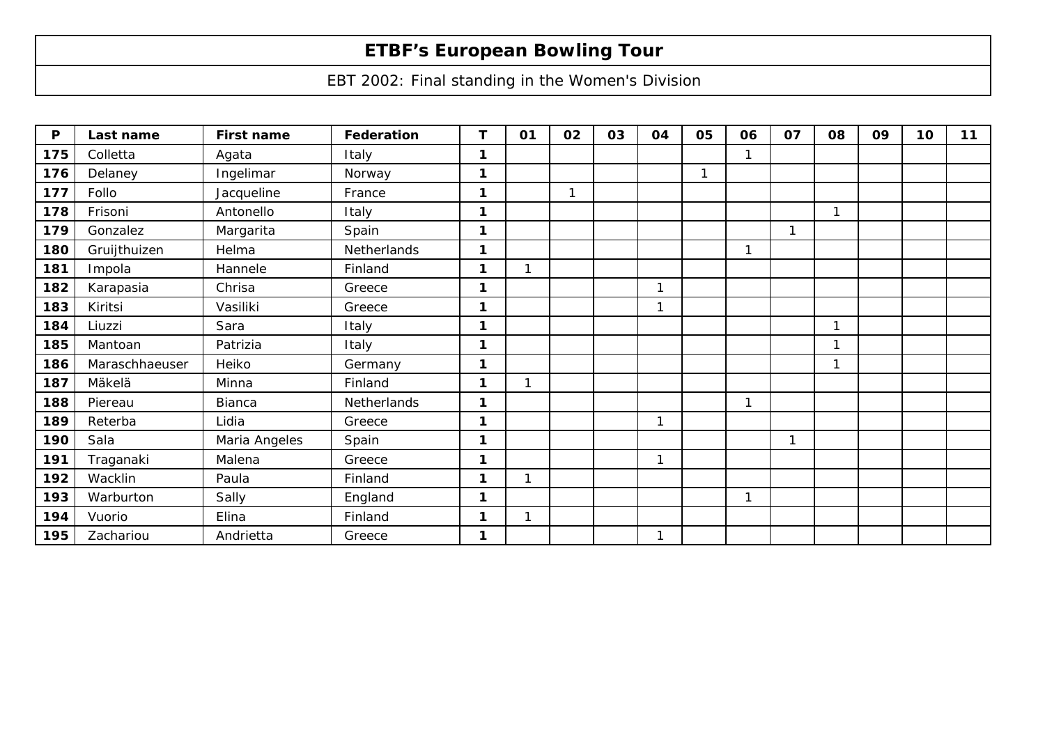# ETBF's European Bowling Tour

EBT 2002: Final standing in the Women's Division

| P | Last name | First name | Federation | T | 01 | 02 | 03 | 04 | 05 | 06 | 07 | 08 | 09 | 10 | 11 |
|---|---|---|---|---|---|---|---|---|---|---|---|---|---|---|---|
| 175 | Colletta | Agata | Italy | 1 | | | | | | 1 | | | | | |
| 176 | Delaney | Ingelimar | Norway | 1 | | | | | 1 | | | | | | |
| 177 | Follo | Jacqueline | France | 1 | | 1 | | | | | | | | | |
| 178 | Frisoni | Antonello | Italy | 1 | | | | | | | | 1 | | | |
| 179 | Gonzalez | Margarita | Spain | 1 | | | | | | | 1 | | | | |
| 180 | Gruijthuizen | Helma | Netherlands | 1 | | | | | | 1 | | | | | |
| 181 | Impola | Hannele | Finland | 1 | 1 | | | | | | | | | | |
| 182 | Karapasia | Chrisa | Greece | 1 | | | | 1 | | | | | | | |
| 183 | Kiritsi | Vasiliki | Greece | 1 | | | | 1 | | | | | | | |
| 184 | Liuzzi | Sara | Italy | 1 | | | | | | | | 1 | | | |
| 185 | Mantoan | Patrizia | Italy | 1 | | | | | | | | 1 | | | |
| 186 | Maraschhaeuser | Heiko | Germany | 1 | | | | | | | | 1 | | | |
| 187 | Mäkelä | Minna | Finland | 1 | 1 | | | | | | | | | | |
| 188 | Piereau | Bianca | Netherlands | 1 | | | | | | 1 | | | | | |
| 189 | Reterba | Lidia | Greece | 1 | | | | 1 | | | | | | | |
| 190 | Sala | Maria Angeles | Spain | 1 | | | | | | | 1 | | | | |
| 191 | Traganaki | Malena | Greece | 1 | | | | 1 | | | | | | | |
| 192 | Wacklin | Paula | Finland | 1 | 1 | | | | | | | | | | |
| 193 | Warburton | Sally | England | 1 | | | | | | 1 | | | | | |
| 194 | Vuorio | Elina | Finland | 1 | 1 | | | | | | | | | | |
| 195 | Zachariou | Andrietta | Greece | 1 | | | | 1 | | | | | | | |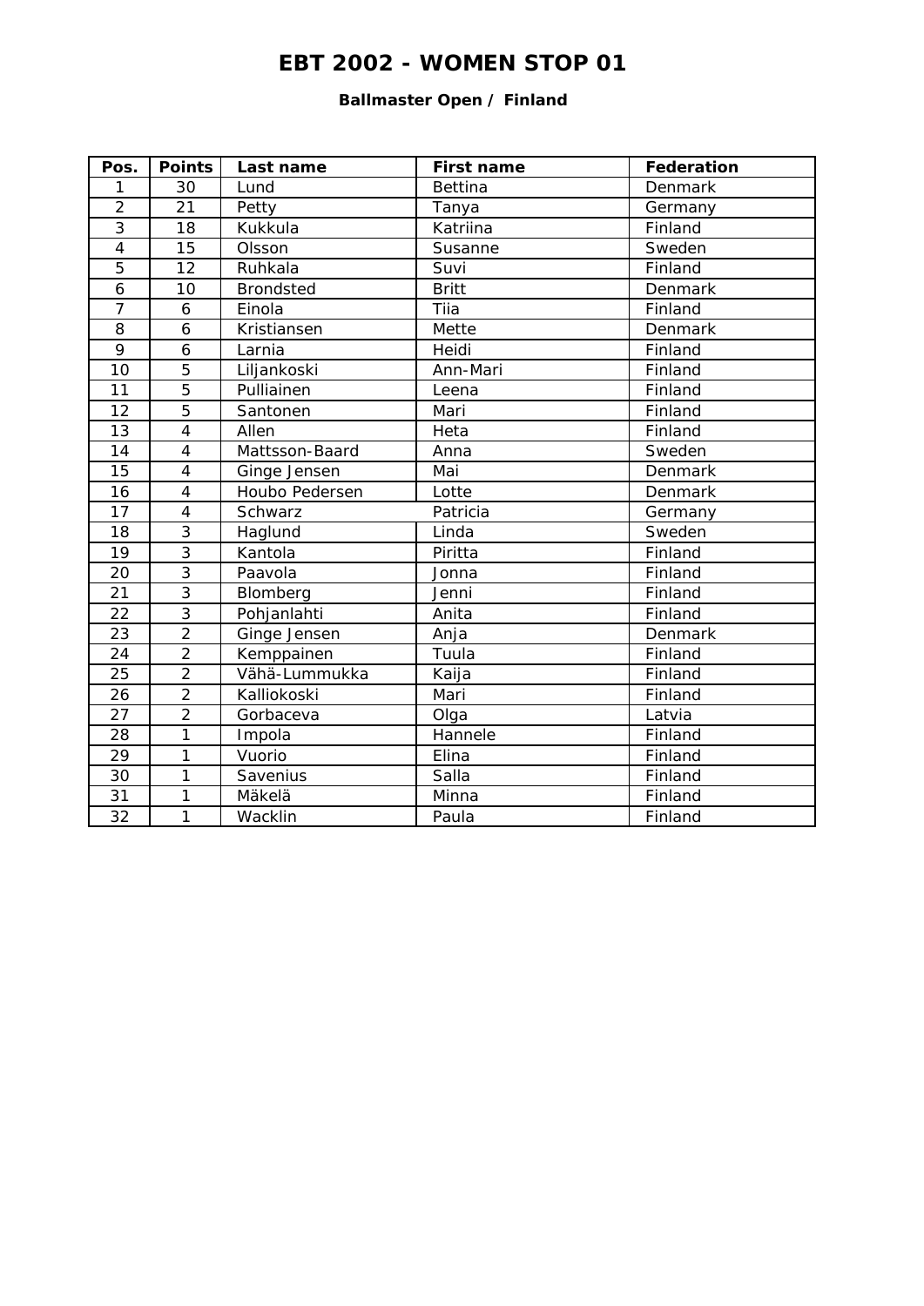# EBT 2002 - WOMEN STOP 01

**Ballmaster Open / Finland**

| Pos. | Points | Last name | First name | Federation |
|---|---|---|---|---|
| 1 | 30 | Lund | Bettina | Denmark |
| 2 | 21 | Petty | Tanya | Germany |
| 3 | 18 | Kukkula | Katriina | Finland |
| 4 | 15 | Olsson | Susanne | Sweden |
| 5 | 12 | Ruhkala | Suvi | Finland |
| 6 | 10 | Brondsted | Britt | Denmark |
| 7 | 6 | Einola | Tiia | Finland |
| 8 | 6 | Kristiansen | Mette | Denmark |
| 9 | 6 | Larnia | Heidi | Finland |
| 10 | 5 | Liljankoski | Ann-Mari | Finland |
| 11 | 5 | Pulliainen | Leena | Finland |
| 12 | 5 | Santonen | Mari | Finland |
| 13 | 4 | Allen | Heta | Finland |
| 14 | 4 | Mattsson-Baard | Anna | Sweden |
| 15 | 4 | Ginge Jensen | Mai | Denmark |
| 16 | 4 | Houbo Pedersen | Lotte | Denmark |
| 17 | 4 | Schwarz | Patricia | Germany |
| 18 | 3 | Haglund | Linda | Sweden |
| 19 | 3 | Kantola | Piritta | Finland |
| 20 | 3 | Paavola | Jonna | Finland |
| 21 | 3 | Blomberg | Jenni | Finland |
| 22 | 3 | Pohjanlahti | Anita | Finland |
| 23 | 2 | Ginge Jensen | Anja | Denmark |
| 24 | 2 | Kemppainen | Tuula | Finland |
| 25 | 2 | Vähä-Lummukka | Kaija | Finland |
| 26 | 2 | Kalliokoski | Mari | Finland |
| 27 | 2 | Gorbaceva | Olga | Latvia |
| 28 | 1 | Impola | Hannele | Finland |
| 29 | 1 | Vuorio | Elina | Finland |
| 30 | 1 | Savenius | Salla | Finland |
| 31 | 1 | Mäkelä | Minna | Finland |
| 32 | 1 | Wacklin | Paula | Finland |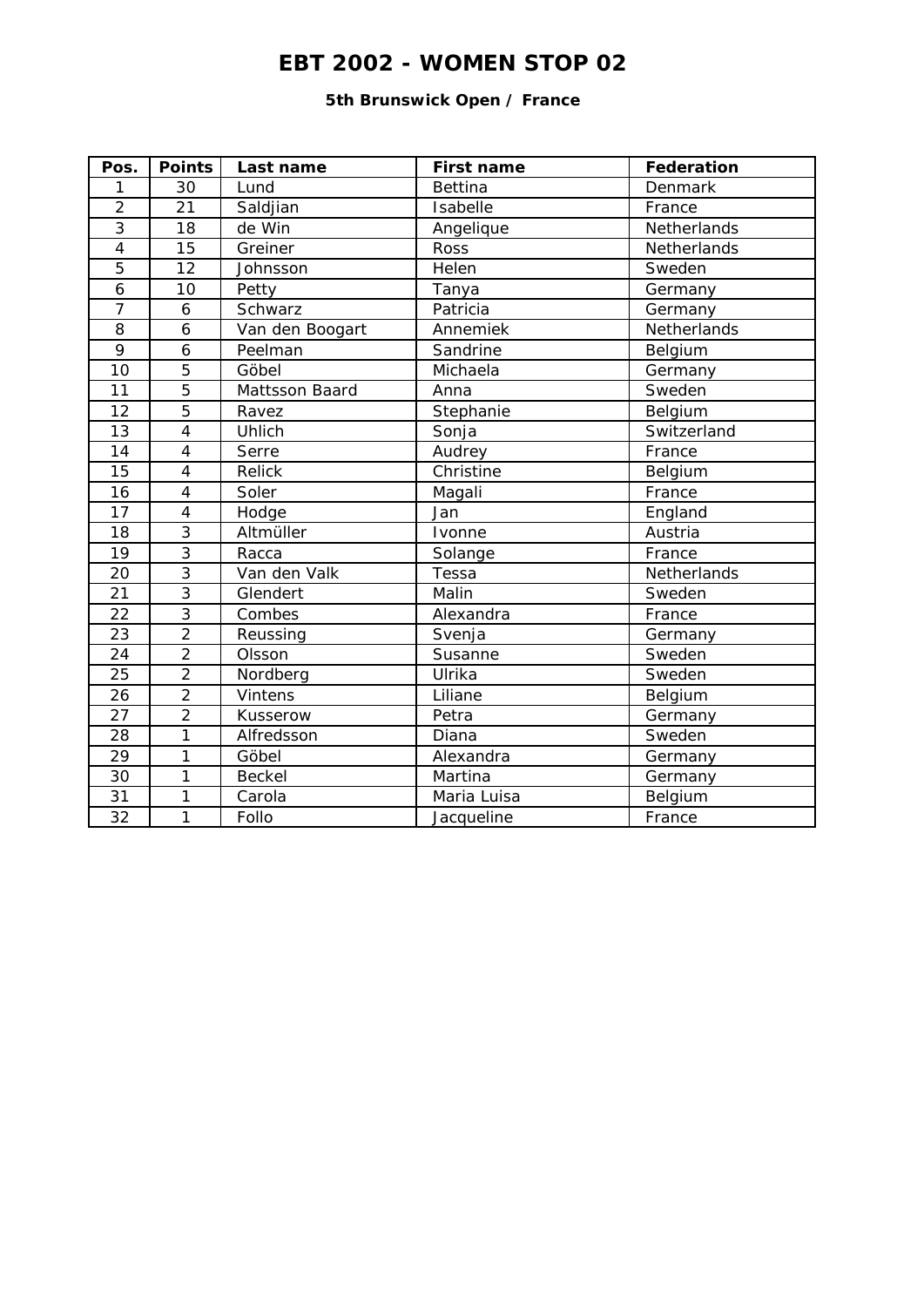# EBT 2002 - WOMEN STOP 02

**5th Brunswick Open / France**

| Pos. | Points | Last name | First name | Federation |
|---|---|---|---|---|
| 1 | 30 | Lund | Bettina | Denmark |
| 2 | 21 | Saldjian | Isabelle | France |
| 3 | 18 | de Win | Angelique | Netherlands |
| 4 | 15 | Greiner | Ross | Netherlands |
| 5 | 12 | Johnsson | Helen | Sweden |
| 6 | 10 | Petty | Tanya | Germany |
| 7 | 6 | Schwarz | Patricia | Germany |
| 8 | 6 | Van den Boogart | Annemiek | Netherlands |
| 9 | 6 | Peelman | Sandrine | Belgium |
| 10 | 5 | Göbel | Michaela | Germany |
| 11 | 5 | Mattsson Baard | Anna | Sweden |
| 12 | 5 | Ravez | Stephanie | Belgium |
| 13 | 4 | Uhlich | Sonja | Switzerland |
| 14 | 4 | Serre | Audrey | France |
| 15 | 4 | Relick | Christine | Belgium |
| 16 | 4 | Soler | Magali | France |
| 17 | 4 | Hodge | Jan | England |
| 18 | 3 | Altmüller | Ivonne | Austria |
| 19 | 3 | Racca | Solange | France |
| 20 | 3 | Van den Valk | Tessa | Netherlands |
| 21 | 3 | Glendert | Malin | Sweden |
| 22 | 3 | Combes | Alexandra | France |
| 23 | 2 | Reussing | Svenja | Germany |
| 24 | 2 | Olsson | Susanne | Sweden |
| 25 | 2 | Nordberg | Ulrika | Sweden |
| 26 | 2 | Vintens | Liliane | Belgium |
| 27 | 2 | Kusserow | Petra | Germany |
| 28 | 1 | Alfredsson | Diana | Sweden |
| 29 | 1 | Göbel | Alexandra | Germany |
| 30 | 1 | Beckel | Martina | Germany |
| 31 | 1 | Carola | Maria Luisa | Belgium |
| 32 | 1 | Follo | Jacqueline | France |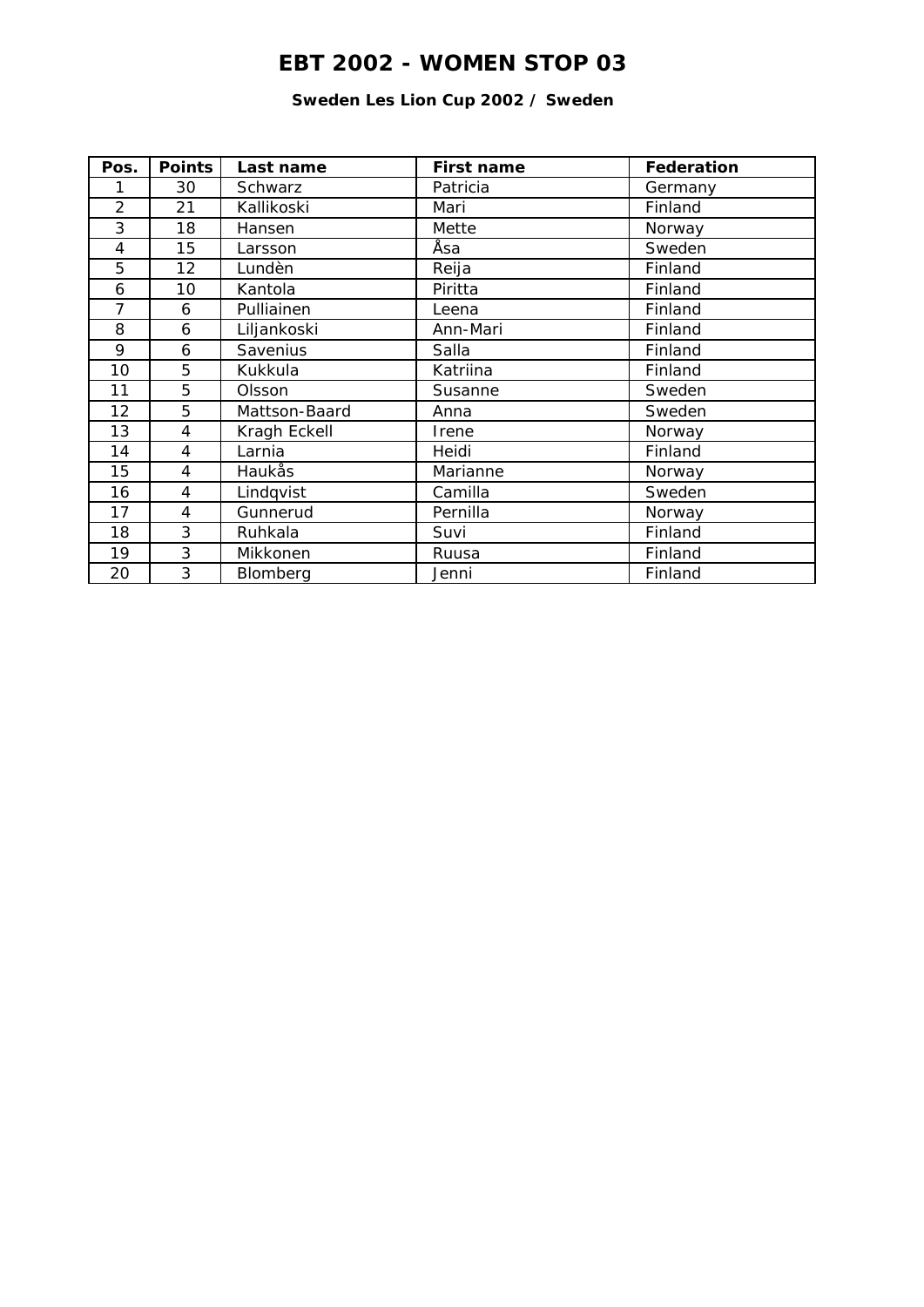# EBT 2002 - WOMEN STOP 03

**Sweden Les Lion Cup 2002 / Sweden**

| Pos. | Points | Last name | First name | Federation |
|---|---|---|---|---|
| 1 | 30 | Schwarz | Patricia | Germany |
| 2 | 21 | Kallikoski | Mari | Finland |
| 3 | 18 | Hansen | Mette | Norway |
| 4 | 15 | Larsson | Åsa | Sweden |
| 5 | 12 | Lundèn | Reija | Finland |
| 6 | 10 | Kantola | Piritta | Finland |
| 7 | 6 | Pulliainen | Leena | Finland |
| 8 | 6 | Liljankoski | Ann-Mari | Finland |
| 9 | 6 | Savenius | Salla | Finland |
| 10 | 5 | Kukkula | Katriina | Finland |
| 11 | 5 | Olsson | Susanne | Sweden |
| 12 | 5 | Mattson-Baard | Anna | Sweden |
| 13 | 4 | Kragh Eckell | Irene | Norway |
| 14 | 4 | Larnia | Heidi | Finland |
| 15 | 4 | Haukås | Marianne | Norway |
| 16 | 4 | Lindqvist | Camilla | Sweden |
| 17 | 4 | Gunnerud | Pernilla | Norway |
| 18 | 3 | Ruhkala | Suvi | Finland |
| 19 | 3 | Mikkonen | Ruusa | Finland |
| 20 | 3 | Blomberg | Jenni | Finland |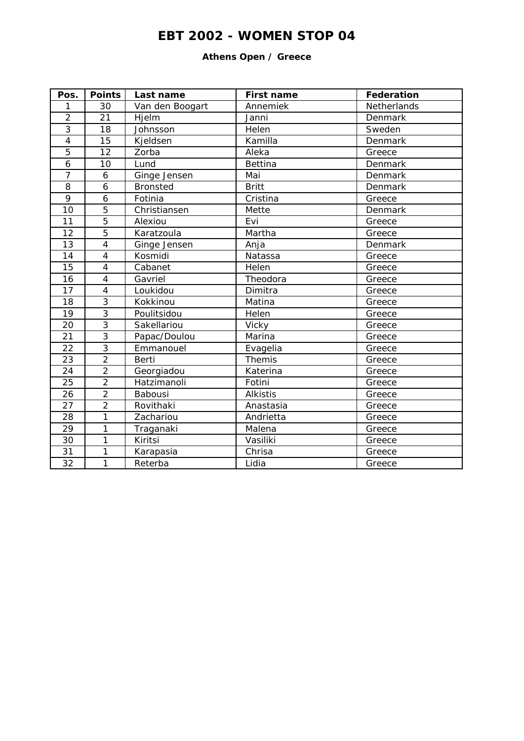# EBT 2002 - WOMEN STOP 04

### Athens Open / Greece

| Pos. | Points | Last name | First name | Federation |
|---|---|---|---|---|
| 1 | 30 | Van den Boogart | Annemiek | Netherlands |
| 2 | 21 | Hjelm | Janni | Denmark |
| 3 | 18 | Johnsson | Helen | Sweden |
| 4 | 15 | Kjeldsen | Kamilla | Denmark |
| 5 | 12 | Zorba | Aleka | Greece |
| 6 | 10 | Lund | Bettina | Denmark |
| 7 | 6 | Ginge Jensen | Mai | Denmark |
| 8 | 6 | Bronsted | Britt | Denmark |
| 9 | 6 | Fotinia | Cristina | Greece |
| 10 | 5 | Christiansen | Mette | Denmark |
| 11 | 5 | Alexiou | Evi | Greece |
| 12 | 5 | Karatzoula | Martha | Greece |
| 13 | 4 | Ginge Jensen | Anja | Denmark |
| 14 | 4 | Kosmidi | Natassa | Greece |
| 15 | 4 | Cabanet | Helen | Greece |
| 16 | 4 | Gavriel | Theodora | Greece |
| 17 | 4 | Loukidou | Dimitra | Greece |
| 18 | 3 | Kokkinou | Matina | Greece |
| 19 | 3 | Poulitsidou | Helen | Greece |
| 20 | 3 | Sakellariou | Vicky | Greece |
| 21 | 3 | Papac/Doulou | Marina | Greece |
| 22 | 3 | Emmanouel | Evagelia | Greece |
| 23 | 2 | Berti | Themis | Greece |
| 24 | 2 | Georgiadou | Katerina | Greece |
| 25 | 2 | Hatzimanoli | Fotini | Greece |
| 26 | 2 | Babousi | Alkistis | Greece |
| 27 | 2 | Rovithaki | Anastasia | Greece |
| 28 | 1 | Zachariou | Andrietta | Greece |
| 29 | 1 | Traganaki | Malena | Greece |
| 30 | 1 | Kiritsi | Vasiliki | Greece |
| 31 | 1 | Karapasia | Chrisa | Greece |
| 32 | 1 | Reterba | Lidia | Greece |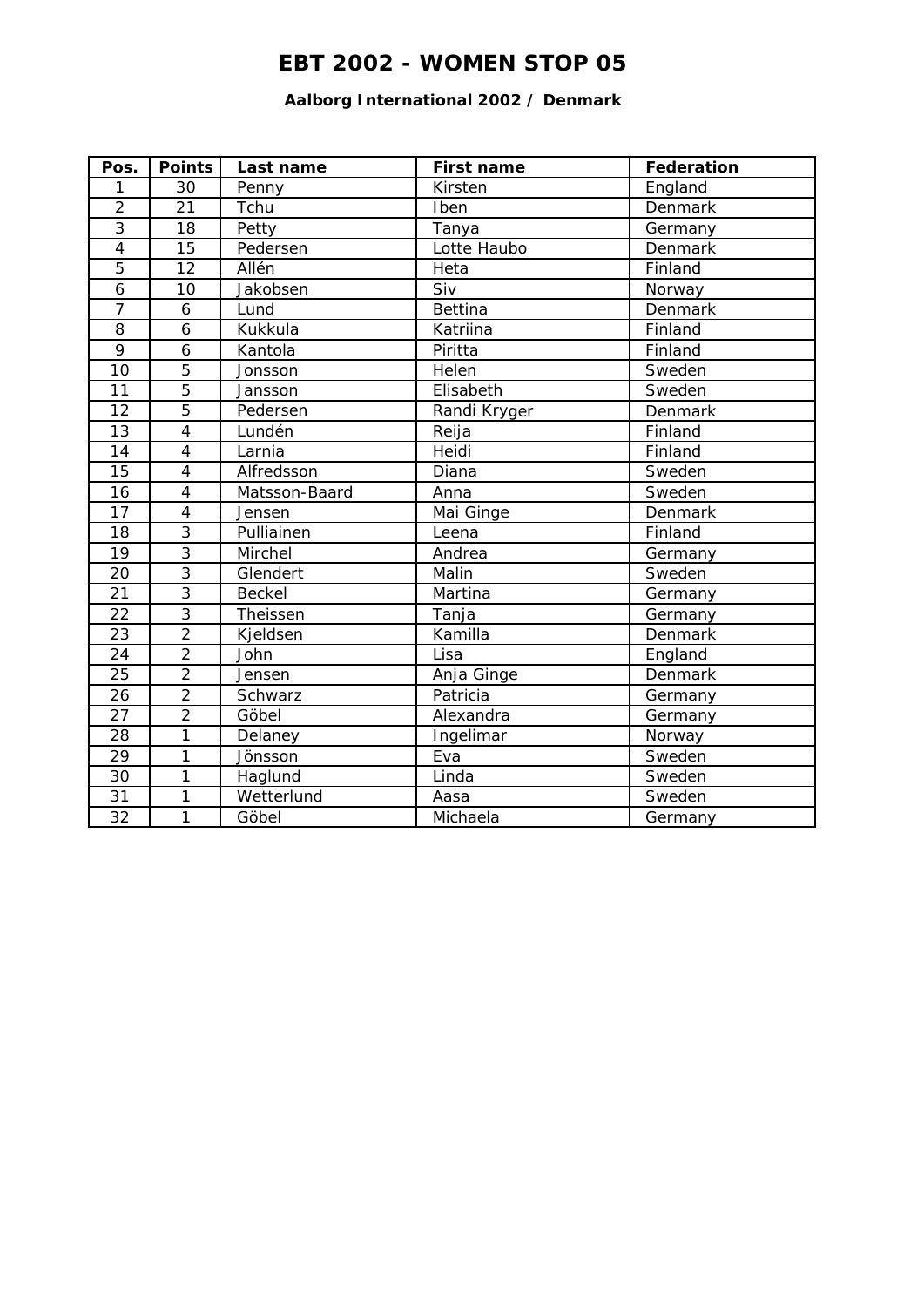# EBT 2002 - WOMEN STOP 05

### Aalborg International 2002 / Denmark

| Pos. | Points | Last name | First name | Federation |
|---|---|---|---|---|
| 1 | 30 | Penny | Kirsten | England |
| 2 | 21 | Tchu | Iben | Denmark |
| 3 | 18 | Petty | Tanya | Germany |
| 4 | 15 | Pedersen | Lotte Haubo | Denmark |
| 5 | 12 | Allén | Heta | Finland |
| 6 | 10 | Jakobsen | Siv | Norway |
| 7 | 6 | Lund | Bettina | Denmark |
| 8 | 6 | Kukkula | Katriina | Finland |
| 9 | 6 | Kantola | Piritta | Finland |
| 10 | 5 | Jonsson | Helen | Sweden |
| 11 | 5 | Jansson | Elisabeth | Sweden |
| 12 | 5 | Pedersen | Randi Kryger | Denmark |
| 13 | 4 | Lundén | Reija | Finland |
| 14 | 4 | Larnia | Heidi | Finland |
| 15 | 4 | Alfredsson | Diana | Sweden |
| 16 | 4 | Matsson-Baard | Anna | Sweden |
| 17 | 4 | Jensen | Mai Ginge | Denmark |
| 18 | 3 | Pulliainen | Leena | Finland |
| 19 | 3 | Mirchel | Andrea | Germany |
| 20 | 3 | Glendert | Malin | Sweden |
| 21 | 3 | Beckel | Martina | Germany |
| 22 | 3 | Theissen | Tanja | Germany |
| 23 | 2 | Kjeldsen | Kamilla | Denmark |
| 24 | 2 | John | Lisa | England |
| 25 | 2 | Jensen | Anja Ginge | Denmark |
| 26 | 2 | Schwarz | Patricia | Germany |
| 27 | 2 | Göbel | Alexandra | Germany |
| 28 | 1 | Delaney | Ingelimar | Norway |
| 29 | 1 | Jönsson | Eva | Sweden |
| 30 | 1 | Haglund | Linda | Sweden |
| 31 | 1 | Wetterlund | Aasa | Sweden |
| 32 | 1 | Göbel | Michaela | Germany |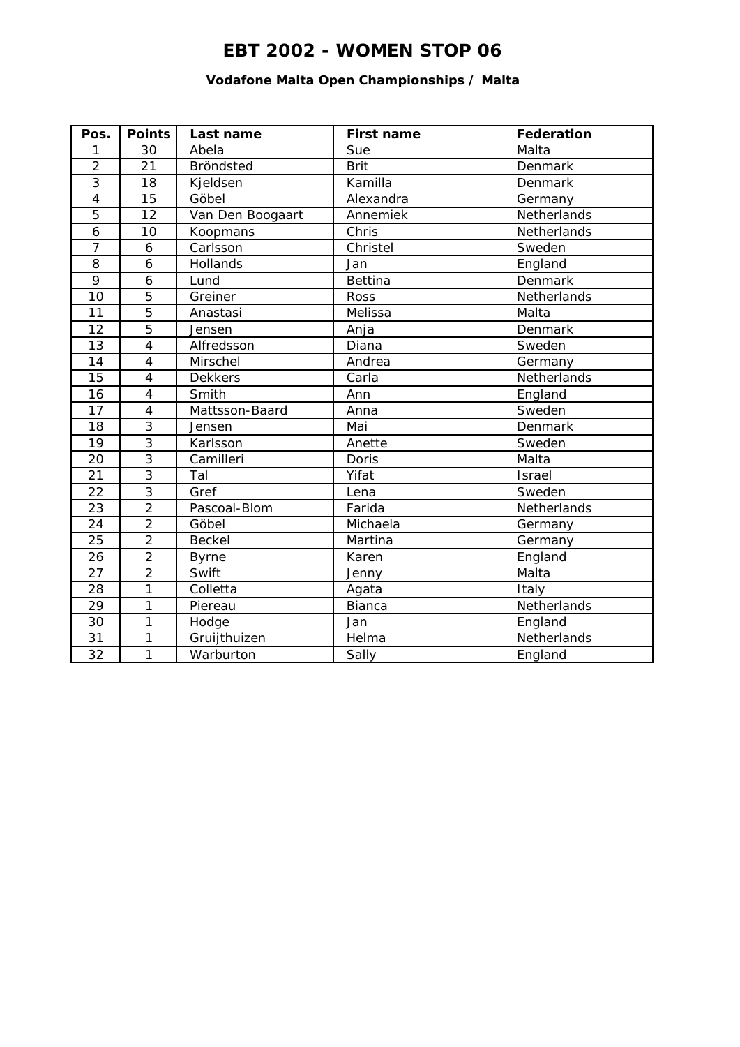# EBT 2002 - WOMEN STOP 06

### Vodafone Malta Open Championships / Malta

| Pos. | Points | Last name | First name | Federation |
|---|---|---|---|---|
| 1 | 30 | Abela | Sue | Malta |
| 2 | 21 | Bröndsted | Brit | Denmark |
| 3 | 18 | Kjeldsen | Kamilla | Denmark |
| 4 | 15 | Göbel | Alexandra | Germany |
| 5 | 12 | Van Den Boogaart | Annemiek | Netherlands |
| 6 | 10 | Koopmans | Chris | Netherlands |
| 7 | 6 | Carlsson | Christel | Sweden |
| 8 | 6 | Hollands | Jan | England |
| 9 | 6 | Lund | Bettina | Denmark |
| 10 | 5 | Greiner | Ross | Netherlands |
| 11 | 5 | Anastasi | Melissa | Malta |
| 12 | 5 | Jensen | Anja | Denmark |
| 13 | 4 | Alfredsson | Diana | Sweden |
| 14 | 4 | Mirschel | Andrea | Germany |
| 15 | 4 | Dekkers | Carla | Netherlands |
| 16 | 4 | Smith | Ann | England |
| 17 | 4 | Mattsson-Baard | Anna | Sweden |
| 18 | 3 | Jensen | Mai | Denmark |
| 19 | 3 | Karlsson | Anette | Sweden |
| 20 | 3 | Camilleri | Doris | Malta |
| 21 | 3 | Tal | Yifat | Israel |
| 22 | 3 | Gref | Lena | Sweden |
| 23 | 2 | Pascoal-Blom | Farida | Netherlands |
| 24 | 2 | Göbel | Michaela | Germany |
| 25 | 2 | Beckel | Martina | Germany |
| 26 | 2 | Byrne | Karen | England |
| 27 | 2 | Swift | Jenny | Malta |
| 28 | 1 | Colletta | Agata | Italy |
| 29 | 1 | Piereau | Bianca | Netherlands |
| 30 | 1 | Hodge | Jan | England |
| 31 | 1 | Gruijthuizen | Helma | Netherlands |
| 32 | 1 | Warburton | Sally | England |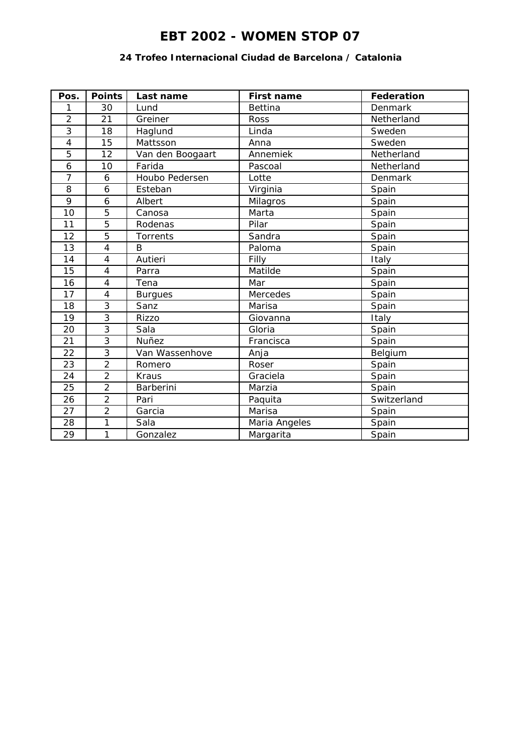# EBT 2002 - WOMEN STOP 07

### 24 Trofeo Internacional Ciudad de Barcelona / Catalonia

| Pos. | Points | Last name | First name | Federation |
|---|---|---|---|---|
| 1 | 30 | Lund | Bettina | Denmark |
| 2 | 21 | Greiner | Ross | Netherland |
| 3 | 18 | Haglund | Linda | Sweden |
| 4 | 15 | Mattsson | Anna | Sweden |
| 5 | 12 | Van den Boogaart | Annemiek | Netherland |
| 6 | 10 | Farida | Pascoal | Netherland |
| 7 | 6 | Houbo Pedersen | Lotte | Denmark |
| 8 | 6 | Esteban | Virginia | Spain |
| 9 | 6 | Albert | Milagros | Spain |
| 10 | 5 | Canosa | Marta | Spain |
| 11 | 5 | Rodenas | Pilar | Spain |
| 12 | 5 | Torrents | Sandra | Spain |
| 13 | 4 | B | Paloma | Spain |
| 14 | 4 | Autieri | Filly | Italy |
| 15 | 4 | Parra | Matilde | Spain |
| 16 | 4 | Tena | Mar | Spain |
| 17 | 4 | Burgues | Mercedes | Spain |
| 18 | 3 | Sanz | Marisa | Spain |
| 19 | 3 | Rizzo | Giovanna | Italy |
| 20 | 3 | Sala | Gloria | Spain |
| 21 | 3 | Nuñez | Francisca | Spain |
| 22 | 3 | Van Wassenhove | Anja | Belgium |
| 23 | 2 | Romero | Roser | Spain |
| 24 | 2 | Kraus | Graciela | Spain |
| 25 | 2 | Barberini | Marzia | Spain |
| 26 | 2 | Pari | Paquita | Switzerland |
| 27 | 2 | Garcia | Marisa | Spain |
| 28 | 1 | Sala | Maria Angeles | Spain |
| 29 | 1 | Gonzalez | Margarita | Spain |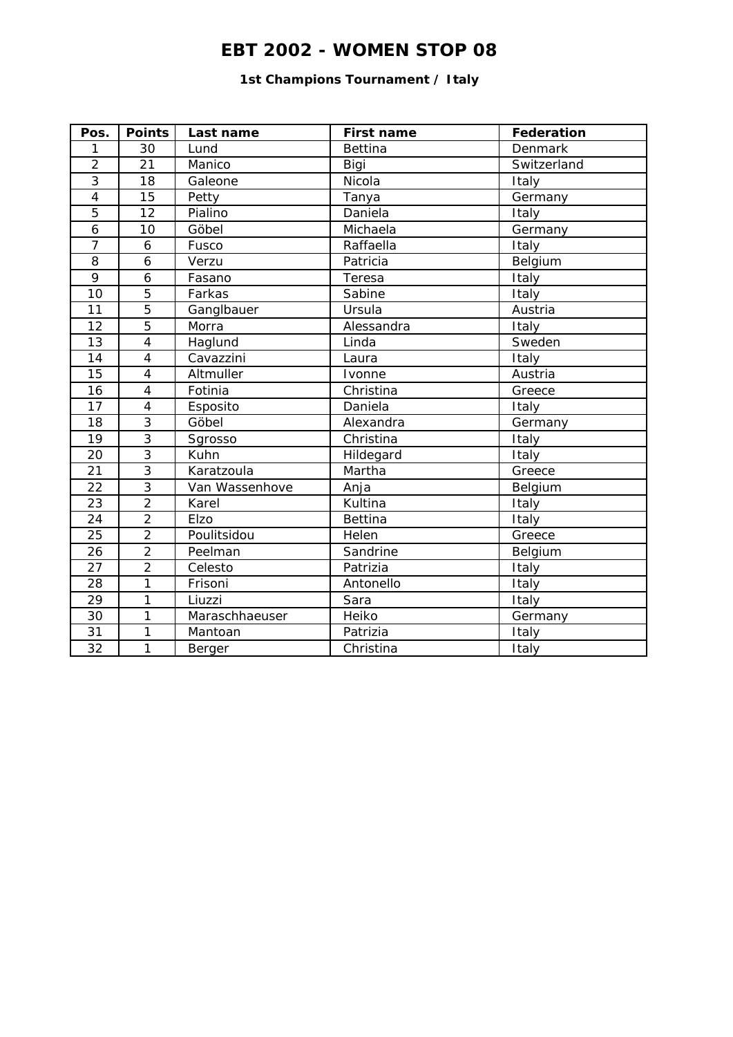# EBT 2002 - WOMEN STOP 08

### 1st Champions Tournament / Italy

| Pos. | Points | Last name | First name | Federation |
|---|---|---|---|---|
| 1 | 30 | Lund | Bettina | Denmark |
| 2 | 21 | Manico | Bigi | Switzerland |
| 3 | 18 | Galeone | Nicola | Italy |
| 4 | 15 | Petty | Tanya | Germany |
| 5 | 12 | Pialino | Daniela | Italy |
| 6 | 10 | Göbel | Michaela | Germany |
| 7 | 6 | Fusco | Raffaella | Italy |
| 8 | 6 | Verzu | Patricia | Belgium |
| 9 | 6 | Fasano | Teresa | Italy |
| 10 | 5 | Farkas | Sabine | Italy |
| 11 | 5 | Ganglbauer | Ursula | Austria |
| 12 | 5 | Morra | Alessandra | Italy |
| 13 | 4 | Haglund | Linda | Sweden |
| 14 | 4 | Cavazzini | Laura | Italy |
| 15 | 4 | Altmuller | Ivonne | Austria |
| 16 | 4 | Fotinia | Christina | Greece |
| 17 | 4 | Esposito | Daniela | Italy |
| 18 | 3 | Göbel | Alexandra | Germany |
| 19 | 3 | Sgrosso | Christina | Italy |
| 20 | 3 | Kuhn | Hildegard | Italy |
| 21 | 3 | Karatzoula | Martha | Greece |
| 22 | 3 | Van Wassenhove | Anja | Belgium |
| 23 | 2 | Karel | Kultina | Italy |
| 24 | 2 | Elzo | Bettina | Italy |
| 25 | 2 | Poulitsidou | Helen | Greece |
| 26 | 2 | Peelman | Sandrine | Belgium |
| 27 | 2 | Celesto | Patrizia | Italy |
| 28 | 1 | Frisoni | Antonello | Italy |
| 29 | 1 | Liuzzi | Sara | Italy |
| 30 | 1 | Maraschhaeuser | Heiko | Germany |
| 31 | 1 | Mantoan | Patrizia | Italy |
| 32 | 1 | Berger | Christina | Italy |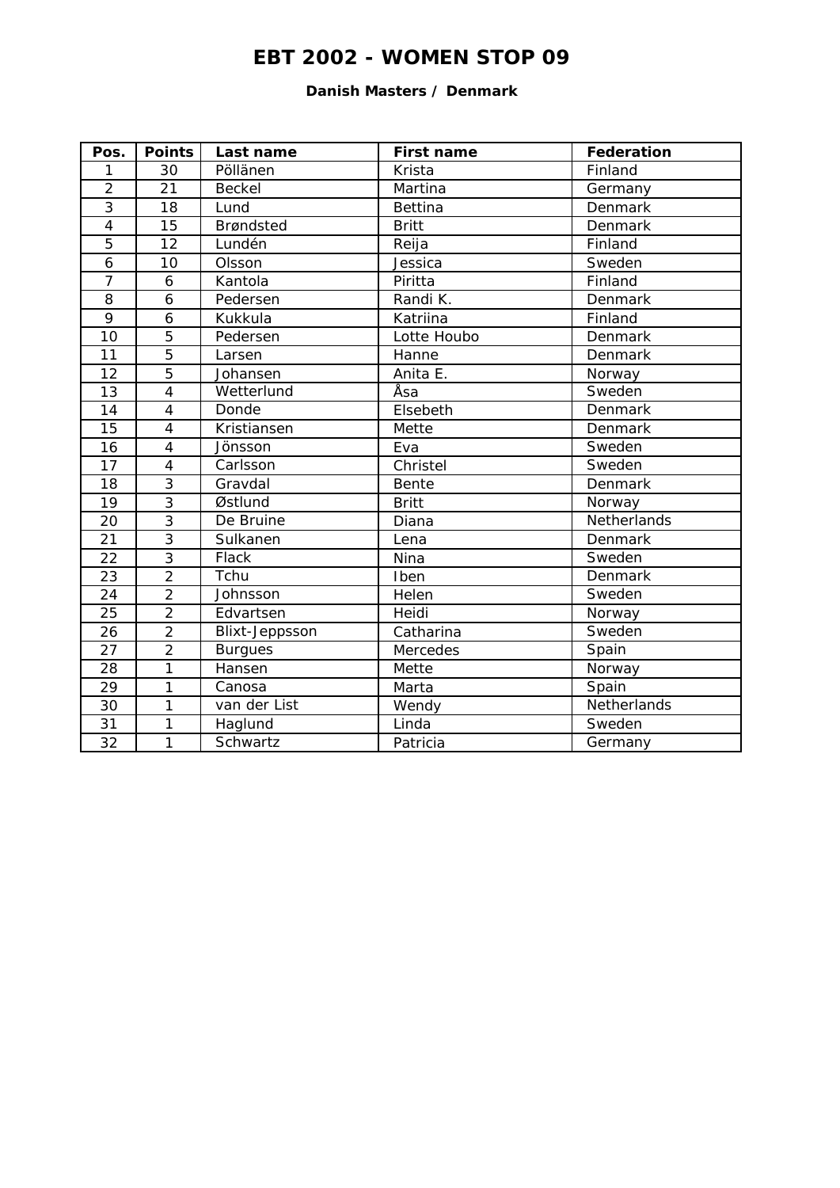# EBT 2002 - WOMEN STOP 09

**Danish Masters / Denmark**

| Pos. | Points | Last name | First name | Federation |
|---|---|---|---|---|
| 1 | 30 | Pöllänen | Krista | Finland |
| 2 | 21 | Beckel | Martina | Germany |
| 3 | 18 | Lund | Bettina | Denmark |
| 4 | 15 | Brøndsted | Britt | Denmark |
| 5 | 12 | Lundén | Reija | Finland |
| 6 | 10 | Olsson | Jessica | Sweden |
| 7 | 6 | Kantola | Piritta | Finland |
| 8 | 6 | Pedersen | Randi K. | Denmark |
| 9 | 6 | Kukkula | Katriina | Finland |
| 10 | 5 | Pedersen | Lotte Houbo | Denmark |
| 11 | 5 | Larsen | Hanne | Denmark |
| 12 | 5 | Johansen | Anita E. | Norway |
| 13 | 4 | Wetterlund | Åsa | Sweden |
| 14 | 4 | Donde | Elsebeth | Denmark |
| 15 | 4 | Kristiansen | Mette | Denmark |
| 16 | 4 | Jönsson | Eva | Sweden |
| 17 | 4 | Carlsson | Christel | Sweden |
| 18 | 3 | Gravdal | Bente | Denmark |
| 19 | 3 | Østlund | Britt | Norway |
| 20 | 3 | De Bruine | Diana | Netherlands |
| 21 | 3 | Sulkanen | Lena | Denmark |
| 22 | 3 | Flack | Nina | Sweden |
| 23 | 2 | Tchu | Iben | Denmark |
| 24 | 2 | Johnsson | Helen | Sweden |
| 25 | 2 | Edvartsen | Heidi | Norway |
| 26 | 2 | Blixt-Jeppsson | Catharina | Sweden |
| 27 | 2 | Burgues | Mercedes | Spain |
| 28 | 1 | Hansen | Mette | Norway |
| 29 | 1 | Canosa | Marta | Spain |
| 30 | 1 | van der List | Wendy | Netherlands |
| 31 | 1 | Haglund | Linda | Sweden |
| 32 | 1 | Schwartz | Patricia | Germany |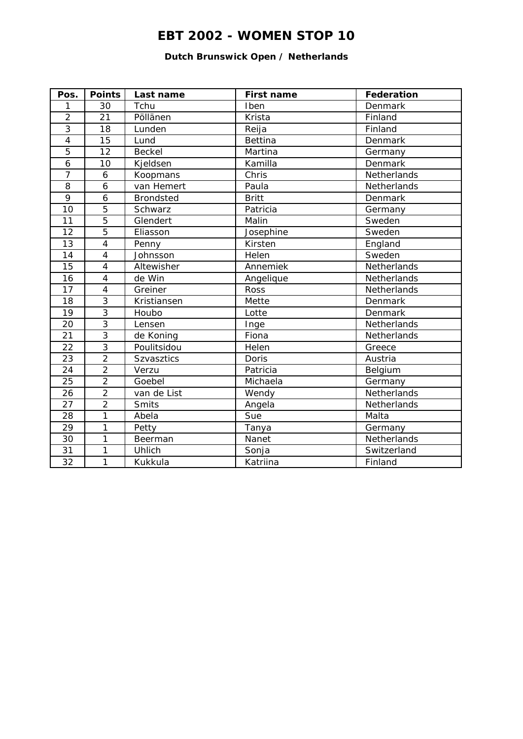# EBT 2002 - WOMEN STOP 10

### Dutch Brunswick Open / Netherlands

| Pos. | Points | Last name | First name | Federation |
|---|---|---|---|---|
| 1 | 30 | Tchu | Iben | Denmark |
| 2 | 21 | Pöllänen | Krista | Finland |
| 3 | 18 | Lunden | Reija | Finland |
| 4 | 15 | Lund | Bettina | Denmark |
| 5 | 12 | Beckel | Martina | Germany |
| 6 | 10 | Kjeldsen | Kamilla | Denmark |
| 7 | 6 | Koopmans | Chris | Netherlands |
| 8 | 6 | van Hemert | Paula | Netherlands |
| 9 | 6 | Brondsted | Britt | Denmark |
| 10 | 5 | Schwarz | Patricia | Germany |
| 11 | 5 | Glendert | Malin | Sweden |
| 12 | 5 | Eliasson | Josephine | Sweden |
| 13 | 4 | Penny | Kirsten | England |
| 14 | 4 | Johnsson | Helen | Sweden |
| 15 | 4 | Altewisher | Annemiek | Netherlands |
| 16 | 4 | de Win | Angelique | Netherlands |
| 17 | 4 | Greiner | Ross | Netherlands |
| 18 | 3 | Kristiansen | Mette | Denmark |
| 19 | 3 | Houbo | Lotte | Denmark |
| 20 | 3 | Lensen | Inge | Netherlands |
| 21 | 3 | de Koning | Fiona | Netherlands |
| 22 | 3 | Poulitsidou | Helen | Greece |
| 23 | 2 | Szvasztics | Doris | Austria |
| 24 | 2 | Verzu | Patricia | Belgium |
| 25 | 2 | Goebel | Michaela | Germany |
| 26 | 2 | van de List | Wendy | Netherlands |
| 27 | 2 | Smits | Angela | Netherlands |
| 28 | 1 | Abela | Sue | Malta |
| 29 | 1 | Petty | Tanya | Germany |
| 30 | 1 | Beerman | Nanet | Netherlands |
| 31 | 1 | Uhlich | Sonja | Switzerland |
| 32 | 1 | Kukkula | Katriina | Finland |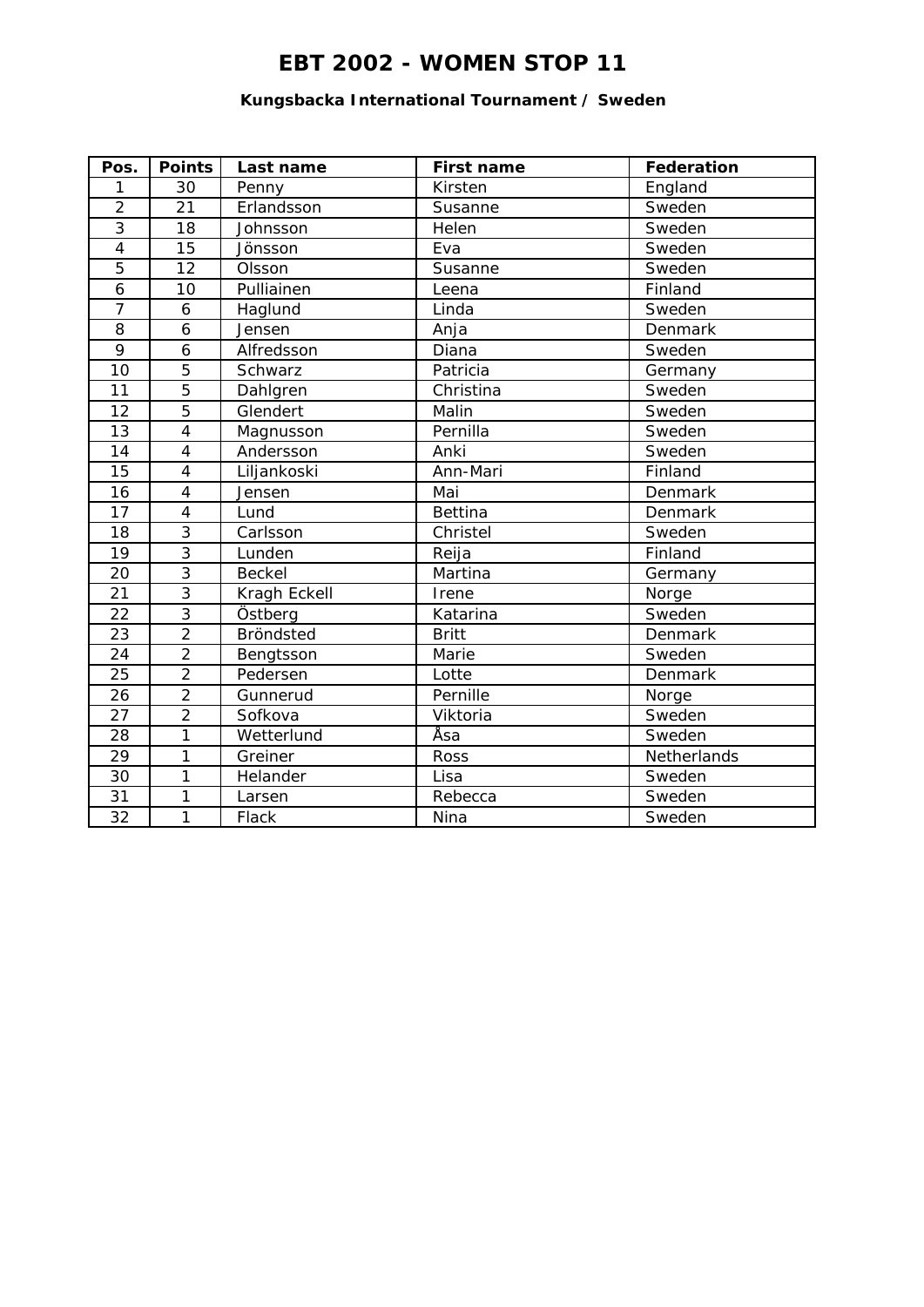# EBT 2002 - WOMEN STOP 11

### Kungsbacka International Tournament / Sweden

| Pos. | Points | Last name | First name | Federation |
|---|---|---|---|---|
| 1 | 30 | Penny | Kirsten | England |
| 2 | 21 | Erlandsson | Susanne | Sweden |
| 3 | 18 | Johnsson | Helen | Sweden |
| 4 | 15 | Jönsson | Eva | Sweden |
| 5 | 12 | Olsson | Susanne | Sweden |
| 6 | 10 | Pulliainen | Leena | Finland |
| 7 | 6 | Haglund | Linda | Sweden |
| 8 | 6 | Jensen | Anja | Denmark |
| 9 | 6 | Alfredsson | Diana | Sweden |
| 10 | 5 | Schwarz | Patricia | Germany |
| 11 | 5 | Dahlgren | Christina | Sweden |
| 12 | 5 | Glendert | Malin | Sweden |
| 13 | 4 | Magnusson | Pernilla | Sweden |
| 14 | 4 | Andersson | Anki | Sweden |
| 15 | 4 | Liljankoski | Ann-Mari | Finland |
| 16 | 4 | Jensen | Mai | Denmark |
| 17 | 4 | Lund | Bettina | Denmark |
| 18 | 3 | Carlsson | Christel | Sweden |
| 19 | 3 | Lunden | Reija | Finland |
| 20 | 3 | Beckel | Martina | Germany |
| 21 | 3 | Kragh Eckell | Irene | Norge |
| 22 | 3 | Östberg | Katarina | Sweden |
| 23 | 2 | Bröndsted | Britt | Denmark |
| 24 | 2 | Bengtsson | Marie | Sweden |
| 25 | 2 | Pedersen | Lotte | Denmark |
| 26 | 2 | Gunnerud | Pernille | Norge |
| 27 | 2 | Sofkova | Viktoria | Sweden |
| 28 | 1 | Wetterlund | Åsa | Sweden |
| 29 | 1 | Greiner | Ross | Netherlands |
| 30 | 1 | Helander | Lisa | Sweden |
| 31 | 1 | Larsen | Rebecca | Sweden |
| 32 | 1 | Flack | Nina | Sweden |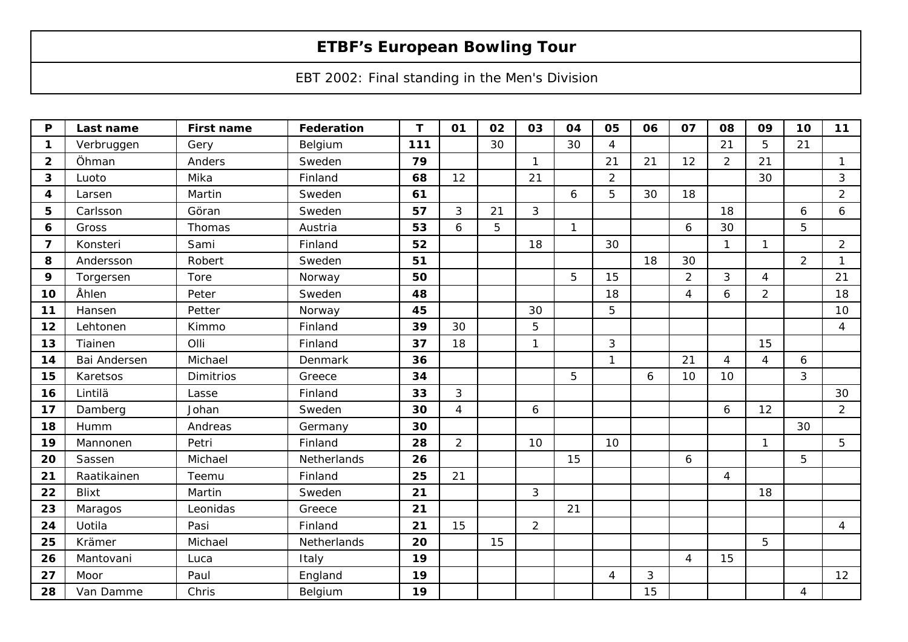# ETBF's European Bowling Tour

EBT 2002: Final standing in the Men's Division

| P | Last name | First name | Federation | T | 01 | 02 | 03 | 04 | 05 | 06 | 07 | 08 | 09 | 10 | 11 |
|---|---|---|---|---|---|---|---|---|---|---|---|---|---|---|---|
| 1 | Verbruggen | Gery | Belgium | 111 | | 30 | | 30 | 4 | | | 21 | 5 | 21 | |
| 2 | Öhman | Anders | Sweden | 79 | | | 1 | | 21 | 21 | 12 | 2 | 21 | | 1 |
| 3 | Luoto | Mika | Finland | 68 | 12 | | 21 | | 2 | | | | 30 | | 3 |
| 4 | Larsen | Martin | Sweden | 61 | | | | 6 | 5 | 30 | 18 | | | | 2 |
| 5 | Carlsson | Göran | Sweden | 57 | 3 | 21 | 3 | | | | | 18 | | 6 | 6 |
| 6 | Gross | Thomas | Austria | 53 | 6 | 5 | | 1 | | | 6 | 30 | | 5 | |
| 7 | Konsteri | Sami | Finland | 52 | | | 18 | | 30 | | | 1 | 1 | | 2 |
| 8 | Andersson | Robert | Sweden | 51 | | | | | | 18 | 30 | | | 2 | 1 |
| 9 | Torgersen | Tore | Norway | 50 | | | | 5 | 15 | | 2 | 3 | 4 | | 21 |
| 10 | Åhlen | Peter | Sweden | 48 | | | | | 18 | | 4 | 6 | 2 | | 18 |
| 11 | Hansen | Petter | Norway | 45 | | | 30 | | 5 | | | | | | 10 |
| 12 | Lehtonen | Kimmo | Finland | 39 | 30 | | 5 | | | | | | | | 4 |
| 13 | Tiainen | Olli | Finland | 37 | 18 | | 1 | | 3 | | | | 15 | | |
| 14 | Bai Andersen | Michael | Denmark | 36 | | | | | 1 | | 21 | 4 | 4 | 6 | |
| 15 | Karetsos | Dimitrios | Greece | 34 | | | | 5 | | 6 | 10 | 10 | | 3 | |
| 16 | Lintilä | Lasse | Finland | 33 | 3 | | | | | | | | | | 30 |
| 17 | Damberg | Johan | Sweden | 30 | 4 | | 6 | | | | | 6 | 12 | | 2 |
| 18 | Humm | Andreas | Germany | 30 | | | | | | | | | | 30 | |
| 19 | Mannonen | Petri | Finland | 28 | 2 | | 10 | | 10 | | | | 1 | | 5 |
| 20 | Sassen | Michael | Netherlands | 26 | | | | 15 | | | 6 | | | 5 | |
| 21 | Raatikainen | Teemu | Finland | 25 | 21 | | | | | | | 4 | | | |
| 22 | Blixt | Martin | Sweden | 21 | | | 3 | | | | | | 18 | | |
| 23 | Maragos | Leonidas | Greece | 21 | | | | 21 | | | | | | | |
| 24 | Uotila | Pasi | Finland | 21 | 15 | | 2 | | | | | | | | 4 |
| 25 | Krämer | Michael | Netherlands | 20 | | 15 | | | | | | | 5 | | |
| 26 | Mantovani | Luca | Italy | 19 | | | | | | | 4 | 15 | | | |
| 27 | Moor | Paul | England | 19 | | | | | 4 | 3 | | | | | 12 |
| 28 | Van Damme | Chris | Belgium | 19 | | | | | | 15 | | | | 4 | |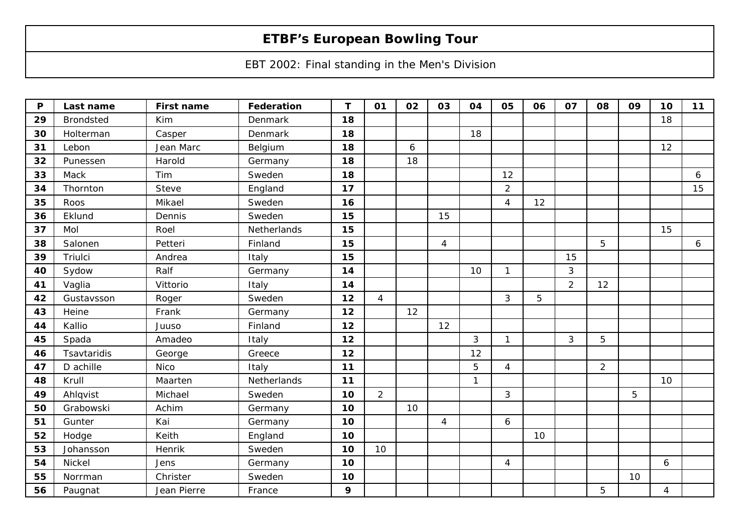# ETBF's European Bowling Tour

EBT 2002: Final standing in the Men's Division

| P | Last name | First name | Federation | T | 01 | 02 | 03 | 04 | 05 | 06 | 07 | 08 | 09 | 10 | 11 |
|---|---|---|---|---|---|---|---|---|---|---|---|---|---|---|---|
| 29 | Brondsted | Kim | Denmark | 18 | | | | | | | | | | 18 | |
| 30 | Holterman | Casper | Denmark | 18 | | | | 18 | | | | | | | |
| 31 | Lebon | Jean Marc | Belgium | 18 | | 6 | | | | | | | | 12 | |
| 32 | Punessen | Harold | Germany | 18 | | 18 | | | | | | | | | |
| 33 | Mack | Tim | Sweden | 18 | | | | | 12 | | | | | | 6 |
| 34 | Thornton | Steve | England | 17 | | | | | 2 | | | | | | 15 |
| 35 | Roos | Mikael | Sweden | 16 | | | | | 4 | 12 | | | | | |
| 36 | Eklund | Dennis | Sweden | 15 | | | 15 | | | | | | | | |
| 37 | Mol | Roel | Netherlands | 15 | | | | | | | | | | 15 | |
| 38 | Salonen | Petteri | Finland | 15 | | | 4 | | | | | 5 | | | 6 |
| 39 | Triulci | Andrea | Italy | 15 | | | | | | | 15 | | | | |
| 40 | Sydow | Ralf | Germany | 14 | | | | 10 | 1 | | 3 | | | | |
| 41 | Vaglia | Vittorio | Italy | 14 | | | | | | | 2 | 12 | | | |
| 42 | Gustavsson | Roger | Sweden | 12 | 4 | | | | 3 | 5 | | | | | |
| 43 | Heine | Frank | Germany | 12 | | 12 | | | | | | | | | |
| 44 | Kallio | Juuso | Finland | 12 | | | 12 | | | | | | | | |
| 45 | Spada | Amadeo | Italy | 12 | | | | 3 | 1 | | 3 | 5 | | | |
| 46 | Tsavtaridis | George | Greece | 12 | | | | 12 | | | | | | | |
| 47 | D achille | Nico | Italy | 11 | | | | 5 | 4 | | | 2 | | | |
| 48 | Krull | Maarten | Netherlands | 11 | | | | 1 | | | | | | 10 | |
| 49 | Ahlqvist | Michael | Sweden | 10 | 2 | | | | 3 | | | | 5 | | |
| 50 | Grabowski | Achim | Germany | 10 | | 10 | | | | | | | | | |
| 51 | Gunter | Kai | Germany | 10 | | | 4 | | 6 | | | | | | |
| 52 | Hodge | Keith | England | 10 | | | | | | 10 | | | | | |
| 53 | Johansson | Henrik | Sweden | 10 | 10 | | | | | | | | | | |
| 54 | Nickel | Jens | Germany | 10 | | | | | 4 | | | | | 6 | |
| 55 | Norrman | Christer | Sweden | 10 | | | | | | | | | 10 | | |
| 56 | Paugnat | Jean Pierre | France | 9 | | | | | | | | 5 | | 4 | |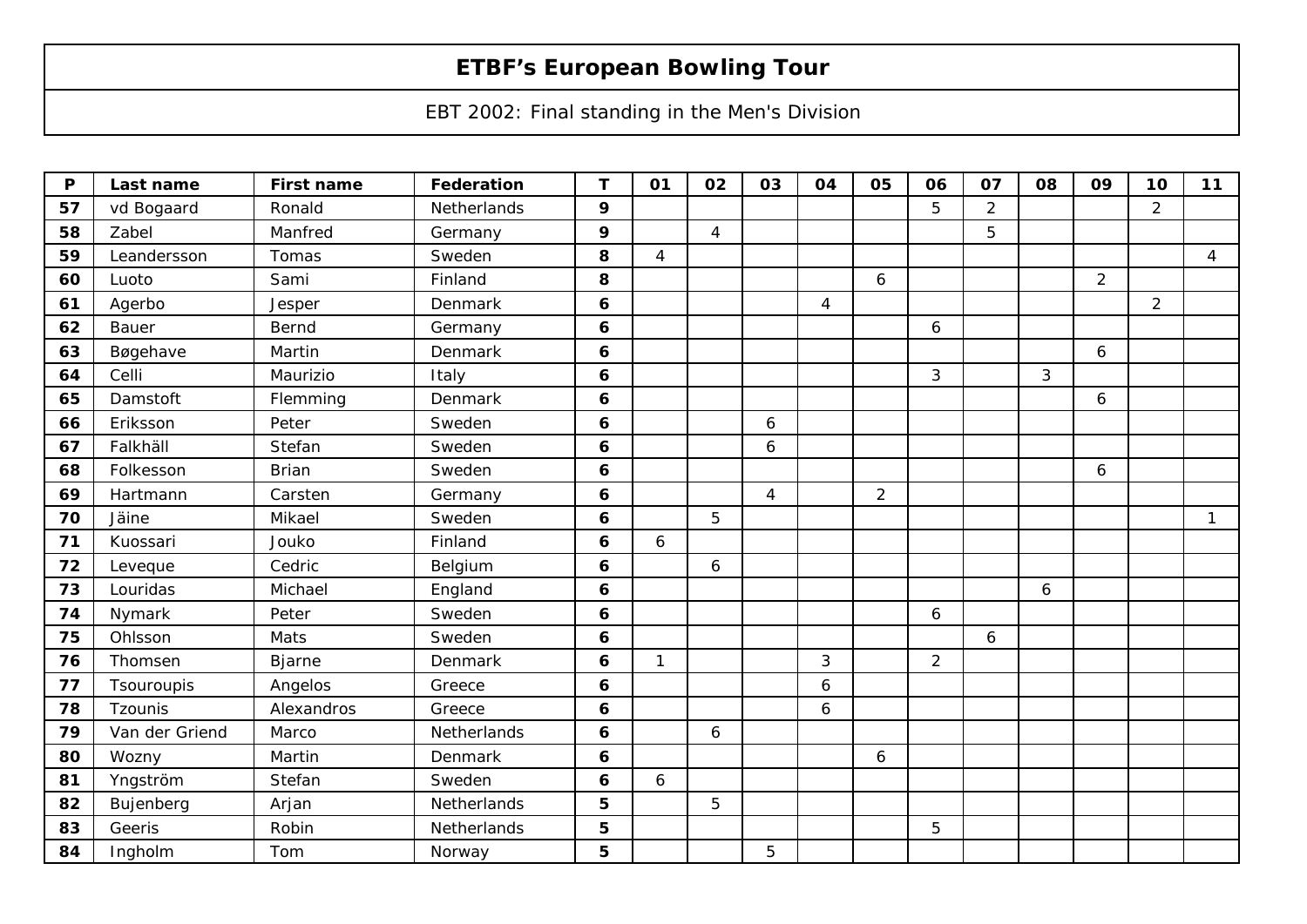# ETBF's European Bowling Tour

EBT 2002: Final standing in the Men's Division

| P | Last name | First name | Federation | T | 01 | 02 | 03 | 04 | 05 | 06 | 07 | 08 | 09 | 10 | 11 |
|---|---|---|---|---|---|---|---|---|---|---|---|---|---|---|---|
| 57 | vd Bogaard | Ronald | Netherlands | 9 | | | | | | 5 | 2 | | | 2 | |
| 58 | Zabel | Manfred | Germany | 9 | | 4 | | | | | 5 | | | | |
| 59 | Leandersson | Tomas | Sweden | 8 | 4 | | | | | | | | | | 4 |
| 60 | Luoto | Sami | Finland | 8 | | | | | 6 | | | | 2 | | |
| 61 | Agerbo | Jesper | Denmark | 6 | | | | 4 | | | | | | 2 | |
| 62 | Bauer | Bernd | Germany | 6 | | | | | | 6 | | | | | |
| 63 | Bøgehave | Martin | Denmark | 6 | | | | | | | | | 6 | | |
| 64 | Celli | Maurizio | Italy | 6 | | | | | | 3 | | 3 | | | |
| 65 | Damstoft | Flemming | Denmark | 6 | | | | | | | | | 6 | | |
| 66 | Eriksson | Peter | Sweden | 6 | | | 6 | | | | | | | | |
| 67 | Falkhäll | Stefan | Sweden | 6 | | | 6 | | | | | | | | |
| 68 | Folkesson | Brian | Sweden | 6 | | | | | | | | | 6 | | |
| 69 | Hartmann | Carsten | Germany | 6 | | | 4 | | 2 | | | | | | |
| 70 | Jäine | Mikael | Sweden | 6 | | 5 | | | | | | | | | 1 |
| 71 | Kuossari | Jouko | Finland | 6 | 6 | | | | | | | | | | |
| 72 | Leveque | Cedric | Belgium | 6 | | 6 | | | | | | | | | |
| 73 | Louridas | Michael | England | 6 | | | | | | | | 6 | | | |
| 74 | Nymark | Peter | Sweden | 6 | | | | | | 6 | | | | | |
| 75 | Ohlsson | Mats | Sweden | 6 | | | | | | | 6 | | | | |
| 76 | Thomsen | Bjarne | Denmark | 6 | 1 | | | 3 | | 2 | | | | | |
| 77 | Tsouroupis | Angelos | Greece | 6 | | | | 6 | | | | | | | |
| 78 | Tzounis | Alexandros | Greece | 6 | | | | 6 | | | | | | | |
| 79 | Van der Griend | Marco | Netherlands | 6 | | 6 | | | | | | | | | |
| 80 | Wozny | Martin | Denmark | 6 | | | | | 6 | | | | | | |
| 81 | Yngström | Stefan | Sweden | 6 | 6 | | | | | | | | | | |
| 82 | Bujenberg | Arjan | Netherlands | 5 | | 5 | | | | | | | | | |
| 83 | Geeris | Robin | Netherlands | 5 | | | | | | 5 | | | | | |
| 84 | Ingholm | Tom | Norway | 5 | | | 5 | | | | | | | | |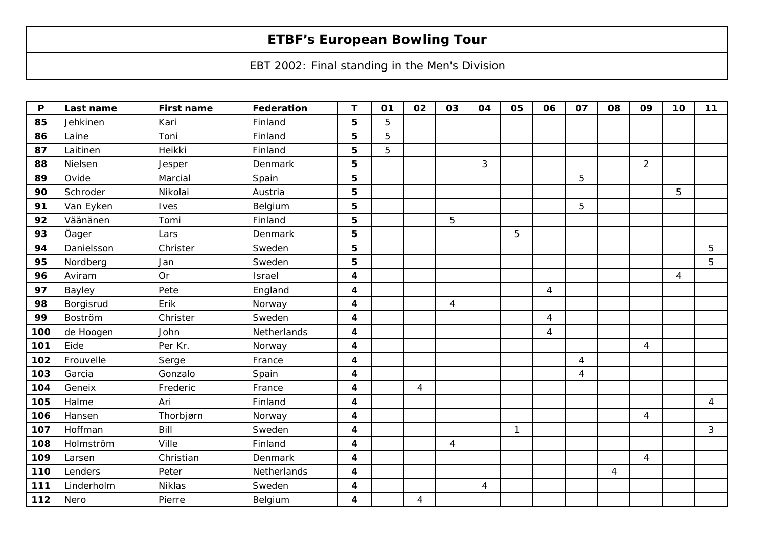# ETBF's European Bowling Tour

EBT 2002: Final standing in the Men's Division

| P | Last name | First name | Federation | T | 01 | 02 | 03 | 04 | 05 | 06 | 07 | 08 | 09 | 10 | 11 |
|---|---|---|---|---|---|---|---|---|---|---|---|---|---|---|---|
| 85 | Jehkinen | Kari | Finland | 5 | 5 | | | | | | | | | | |
| 86 | Laine | Toni | Finland | 5 | 5 | | | | | | | | | | |
| 87 | Laitinen | Heikki | Finland | 5 | 5 | | | | | | | | | | |
| 88 | Nielsen | Jesper | Denmark | 5 | | | | 3 | | | | | 2 | | |
| 89 | Ovide | Marcial | Spain | 5 | | | | | | | 5 | | | | |
| 90 | Schroder | Nikolai | Austria | 5 | | | | | | | | | | 5 | |
| 91 | Van Eyken | Ives | Belgium | 5 | | | | | | | 5 | | | | |
| 92 | Väänänen | Tomi | Finland | 5 | | | 5 | | | | | | | | |
| 93 | Öager | Lars | Denmark | 5 | | | | | 5 | | | | | | |
| 94 | Danielsson | Christer | Sweden | 5 | | | | | | | | | | | 5 |
| 95 | Nordberg | Jan | Sweden | 5 | | | | | | | | | | | 5 |
| 96 | Aviram | Or | Israel | 4 | | | | | | | | | | 4 | |
| 97 | Bayley | Pete | England | 4 | | | | | | 4 | | | | | |
| 98 | Borgisrud | Erik | Norway | 4 | | | 4 | | | | | | | | |
| 99 | Boström | Christer | Sweden | 4 | | | | | | 4 | | | | | |
| 100 | de Hoogen | John | Netherlands | 4 | | | | | | 4 | | | | | |
| 101 | Eide | Per Kr. | Norway | 4 | | | | | | | | | 4 | | |
| 102 | Frouvelle | Serge | France | 4 | | | | | | | 4 | | | | |
| 103 | Garcia | Gonzalo | Spain | 4 | | | | | | | 4 | | | | |
| 104 | Geneix | Frederic | France | 4 | | 4 | | | | | | | | | |
| 105 | Halme | Ari | Finland | 4 | | | | | | | | | | | 4 |
| 106 | Hansen | Thorbjørn | Norway | 4 | | | | | | | | | 4 | | |
| 107 | Hoffman | Bill | Sweden | 4 | | | | | 1 | | | | | | 3 |
| 108 | Holmström | Ville | Finland | 4 | | | 4 | | | | | | | | |
| 109 | Larsen | Christian | Denmark | 4 | | | | | | | | | 4 | | |
| 110 | Lenders | Peter | Netherlands | 4 | | | | | | | | 4 | | | |
| 111 | Linderholm | Niklas | Sweden | 4 | | | | 4 | | | | | | | |
| 112 | Nero | Pierre | Belgium | 4 | | 4 | | | | | | | | | |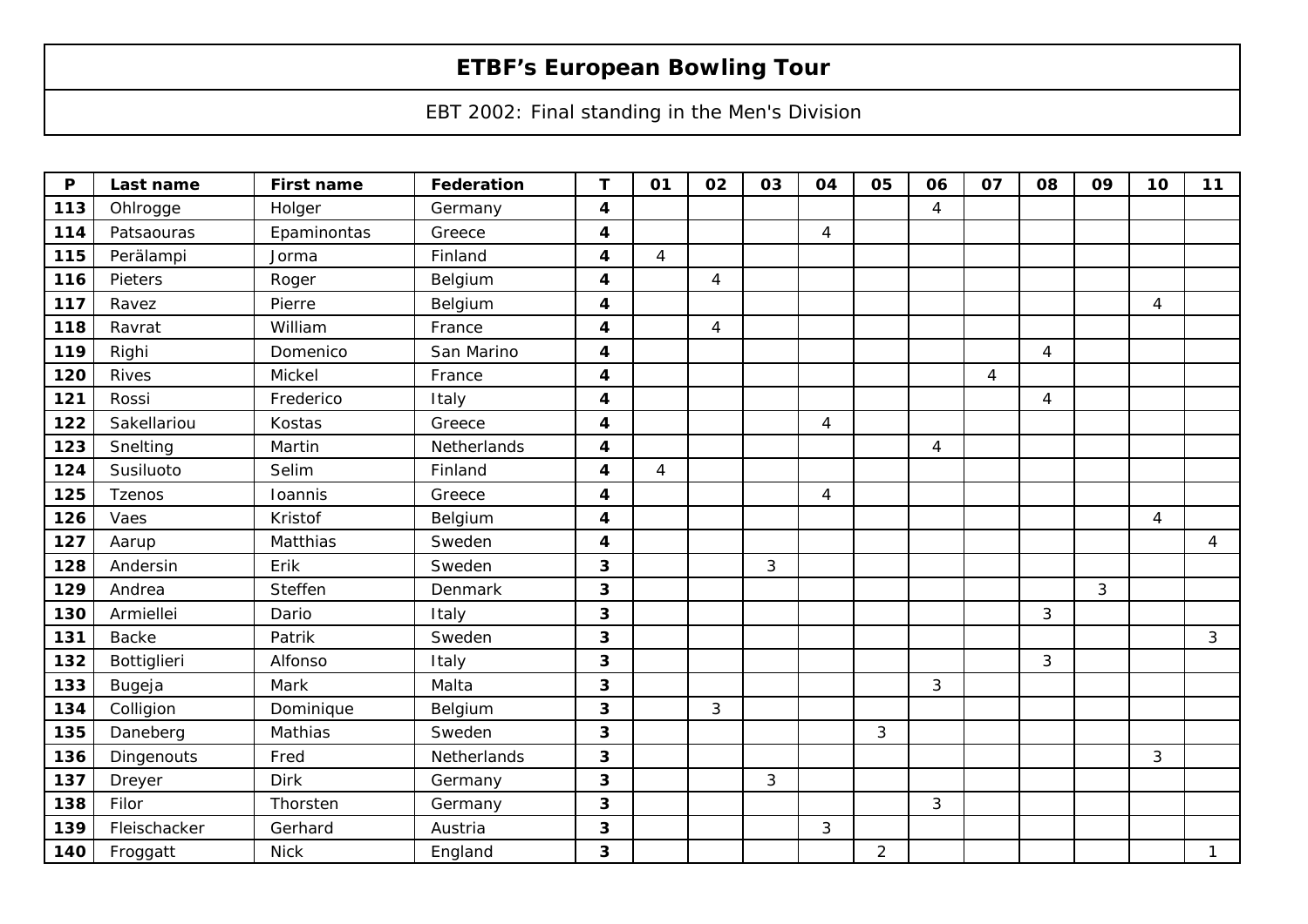# ETBF's European Bowling Tour

EBT 2002: Final standing in the Men's Division

| P | Last name | First name | Federation | T | 01 | 02 | 03 | 04 | 05 | 06 | 07 | 08 | 09 | 10 | 11 |
|---|---|---|---|---|---|---|---|---|---|---|---|---|---|---|---|
| **113** | Ohlrogge | Holger | Germany | **4** | | | | | | 4 | | | | | |
| **114** | Patsaouras | Epaminontas | Greece | **4** | | | | 4 | | | | | | | |
| **115** | Perälampi | Jorma | Finland | **4** | 4 | | | | | | | | | | |
| **116** | Pieters | Roger | Belgium | **4** | | 4 | | | | | | | | | |
| **117** | Ravez | Pierre | Belgium | **4** | | | | | | | | | | 4 | |
| **118** | Ravrat | William | France | **4** | | 4 | | | | | | | | | |
| **119** | Righi | Domenico | San Marino | **4** | | | | | | | | 4 | | | |
| **120** | Rives | Mickel | France | **4** | | | | | | | 4 | | | | |
| **121** | Rossi | Frederico | Italy | **4** | | | | | | | | 4 | | | |
| **122** | Sakellariou | Kostas | Greece | **4** | | | | 4 | | | | | | | |
| **123** | Snelting | Martin | Netherlands | **4** | | | | | | 4 | | | | | |
| **124** | Susiluoto | Selim | Finland | **4** | 4 | | | | | | | | | | |
| **125** | Tzenos | Ioannis | Greece | **4** | | | | 4 | | | | | | | |
| **126** | Vaes | Kristof | Belgium | **4** | | | | | | | | | | 4 | |
| **127** | Aarup | Matthias | Sweden | **4** | | | | | | | | | | | 4 |
| **128** | Andersin | Erik | Sweden | **3** | | | 3 | | | | | | | | |
| **129** | Andrea | Steffen | Denmark | **3** | | | | | | | | | 3 | | |
| **130** | Armiellei | Dario | Italy | **3** | | | | | | | | 3 | | | |
| **131** | Backe | Patrik | Sweden | **3** | | | | | | | | | | | 3 |
| **132** | Bottiglieri | Alfonso | Italy | **3** | | | | | | | | 3 | | | |
| **133** | Bugeja | Mark | Malta | **3** | | | | | | 3 | | | | | |
| **134** | Colligion | Dominique | Belgium | **3** | | 3 | | | | | | | | | |
| **135** | Daneberg | Mathias | Sweden | **3** | | | | | 3 | | | | | | |
| **136** | Dingenouts | Fred | Netherlands | **3** | | | | | | | | | | 3 | |
| **137** | Dreyer | Dirk | Germany | **3** | | | 3 | | | | | | | | |
| **138** | Filor | Thorsten | Germany | **3** | | | | | | 3 | | | | | |
| **139** | Fleischacker | Gerhard | Austria | **3** | | | | 3 | | | | | | | |
| **140** | Froggatt | Nick | England | **3** | | | | | 2 | | | | | | 1 |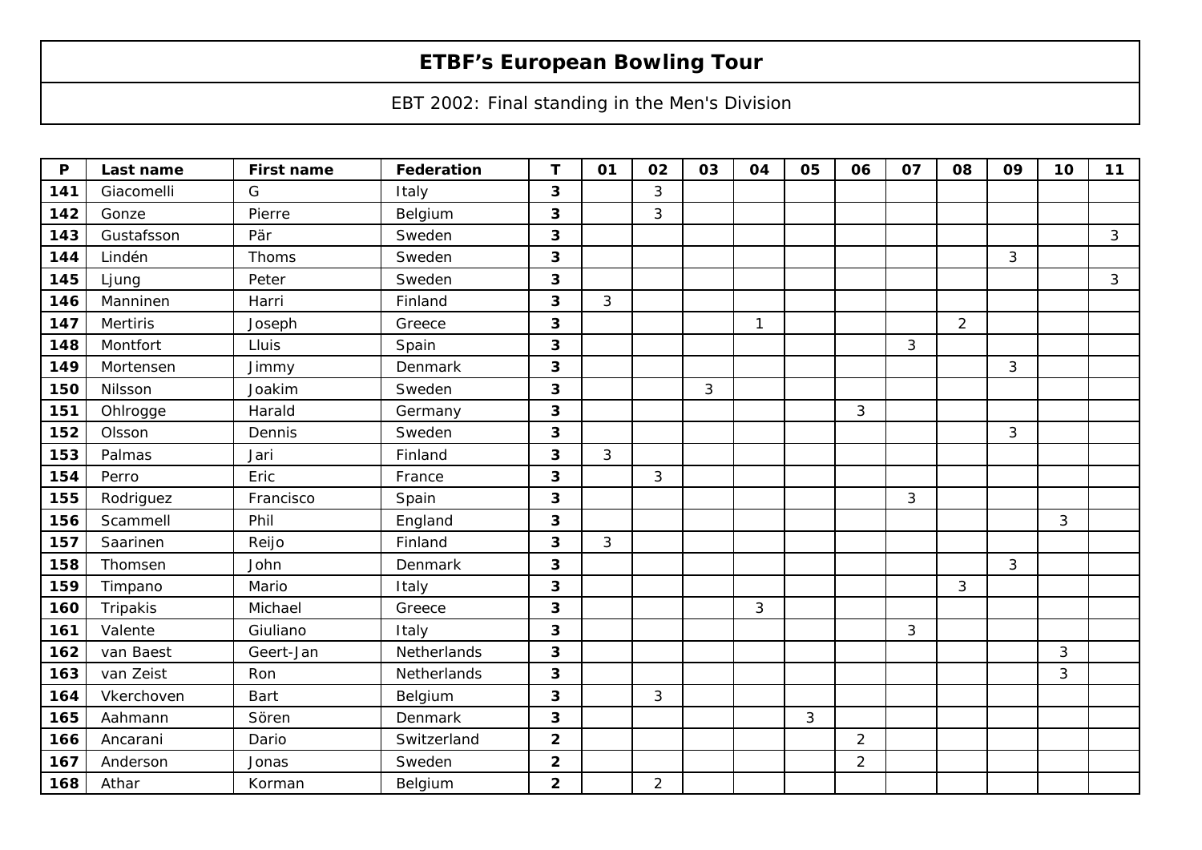# ETBF's European Bowling Tour

EBT 2002: Final standing in the Men's Division

| P | Last name | First name | Federation | T | 01 | 02 | 03 | 04 | 05 | 06 | 07 | 08 | 09 | 10 | 11 |
|---|---|---|---|---|---|---|---|---|---|---|---|---|---|---|---|
| 141 | Giacomelli | G | Italy | 3 | | 3 | | | | | | | | | |
| 142 | Gonze | Pierre | Belgium | 3 | | 3 | | | | | | | | | |
| 143 | Gustafsson | Pär | Sweden | 3 | | | | | | | | | | | 3 |
| 144 | Lindén | Thoms | Sweden | 3 | | | | | | | | | 3 | | |
| 145 | Ljung | Peter | Sweden | 3 | | | | | | | | | | | 3 |
| 146 | Manninen | Harri | Finland | 3 | 3 | | | | | | | | | | |
| 147 | Mertiris | Joseph | Greece | 3 | | | | 1 | | | | 2 | | | |
| 148 | Montfort | Lluis | Spain | 3 | | | | | | | 3 | | | | |
| 149 | Mortensen | Jimmy | Denmark | 3 | | | | | | | | | 3 | | |
| 150 | Nilsson | Joakim | Sweden | 3 | | | 3 | | | | | | | | |
| 151 | Ohlrogge | Harald | Germany | 3 | | | | | | 3 | | | | | |
| 152 | Olsson | Dennis | Sweden | 3 | | | | | | | | | 3 | | |
| 153 | Palmas | Jari | Finland | 3 | 3 | | | | | | | | | | |
| 154 | Perro | Eric | France | 3 | | 3 | | | | | | | | | |
| 155 | Rodriguez | Francisco | Spain | 3 | | | | | | | 3 | | | | |
| 156 | Scammell | Phil | England | 3 | | | | | | | | | | 3 | |
| 157 | Saarinen | Reijo | Finland | 3 | 3 | | | | | | | | | | |
| 158 | Thomsen | John | Denmark | 3 | | | | | | | | | 3 | | |
| 159 | Timpano | Mario | Italy | 3 | | | | | | | | 3 | | | |
| 160 | Tripakis | Michael | Greece | 3 | | | | 3 | | | | | | | |
| 161 | Valente | Giuliano | Italy | 3 | | | | | | | 3 | | | | |
| 162 | van Baest | Geert-Jan | Netherlands | 3 | | | | | | | | | | 3 | |
| 163 | van Zeist | Ron | Netherlands | 3 | | | | | | | | | | 3 | |
| 164 | Vkerchoven | Bart | Belgium | 3 | | 3 | | | | | | | | | |
| 165 | Aahmann | Sören | Denmark | 3 | | | | | 3 | | | | | | |
| 166 | Ancarani | Dario | Switzerland | 2 | | | | | | 2 | | | | | |
| 167 | Anderson | Jonas | Sweden | 2 | | | | | | 2 | | | | | |
| 168 | Athar | Korman | Belgium | 2 | | 2 | | | | | | | | | |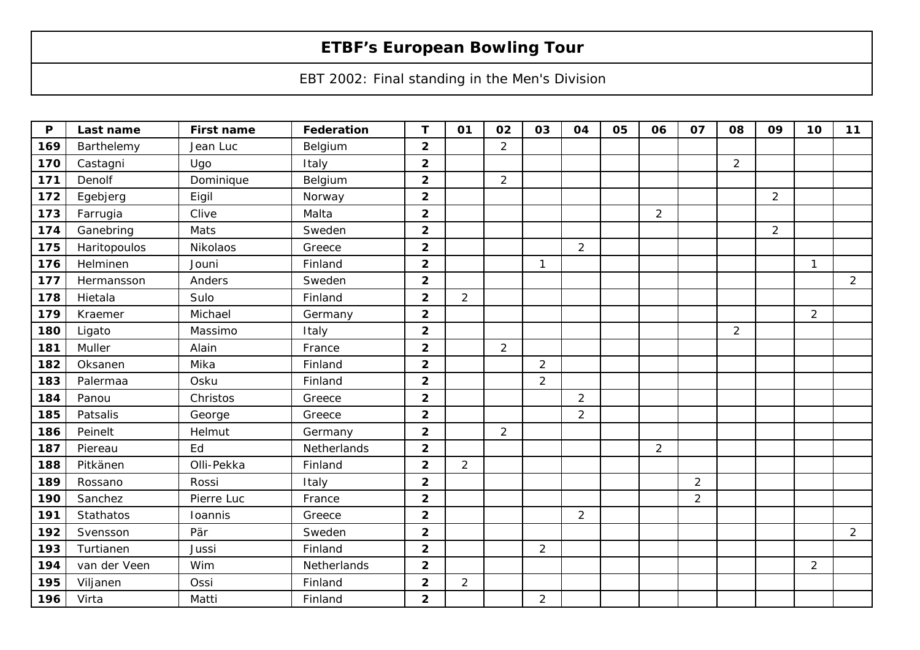# ETBF's European Bowling Tour

EBT 2002: Final standing in the Men's Division

| P | Last name | First name | Federation | T | 01 | 02 | 03 | 04 | 05 | 06 | 07 | 08 | 09 | 10 | 11 |
|---|---|---|---|---|---|---|---|---|---|---|---|---|---|---|---|
| 169 | Barthelemy | Jean Luc | Belgium | 2 | | 2 | | | | | | | | | |
| 170 | Castagni | Ugo | Italy | 2 | | | | | | | | 2 | | | |
| 171 | Denolf | Dominique | Belgium | 2 | | 2 | | | | | | | | | |
| 172 | Egebjerg | Eigil | Norway | 2 | | | | | | | | | 2 | | |
| 173 | Farrugia | Clive | Malta | 2 | | | | | | 2 | | | | | |
| 174 | Ganebring | Mats | Sweden | 2 | | | | | | | | | 2 | | |
| 175 | Haritopoulos | Nikolaos | Greece | 2 | | | | 2 | | | | | | | |
| 176 | Helminen | Jouni | Finland | 2 | | | 1 | | | | | | | 1 | |
| 177 | Hermansson | Anders | Sweden | 2 | | | | | | | | | | | 2 |
| 178 | Hietala | Sulo | Finland | 2 | 2 | | | | | | | | | | |
| 179 | Kraemer | Michael | Germany | 2 | | | | | | | | | | 2 | |
| 180 | Ligato | Massimo | Italy | 2 | | | | | | | | 2 | | | |
| 181 | Muller | Alain | France | 2 | | 2 | | | | | | | | | |
| 182 | Oksanen | Mika | Finland | 2 | | | 2 | | | | | | | | |
| 183 | Palermaa | Osku | Finland | 2 | | | 2 | | | | | | | | |
| 184 | Panou | Christos | Greece | 2 | | | | 2 | | | | | | | |
| 185 | Patsalis | George | Greece | 2 | | | | 2 | | | | | | | |
| 186 | Peinelt | Helmut | Germany | 2 | | 2 | | | | | | | | | |
| 187 | Piereau | Ed | Netherlands | 2 | | | | | | 2 | | | | | |
| 188 | Pitkänen | Olli-Pekka | Finland | 2 | 2 | | | | | | | | | | |
| 189 | Rossano | Rossi | Italy | 2 | | | | | | | 2 | | | | |
| 190 | Sanchez | Pierre Luc | France | 2 | | | | | | | 2 | | | | |
| 191 | Stathatos | Ioannis | Greece | 2 | | | | 2 | | | | | | | |
| 192 | Svensson | Pär | Sweden | 2 | | | | | | | | | | | 2 |
| 193 | Turtianen | Jussi | Finland | 2 | | | 2 | | | | | | | | |
| 194 | van der Veen | Wim | Netherlands | 2 | | | | | | | | | | 2 | |
| 195 | Viljanen | Ossi | Finland | 2 | 2 | | | | | | | | | | |
| 196 | Virta | Matti | Finland | 2 | | | 2 | | | | | | | | |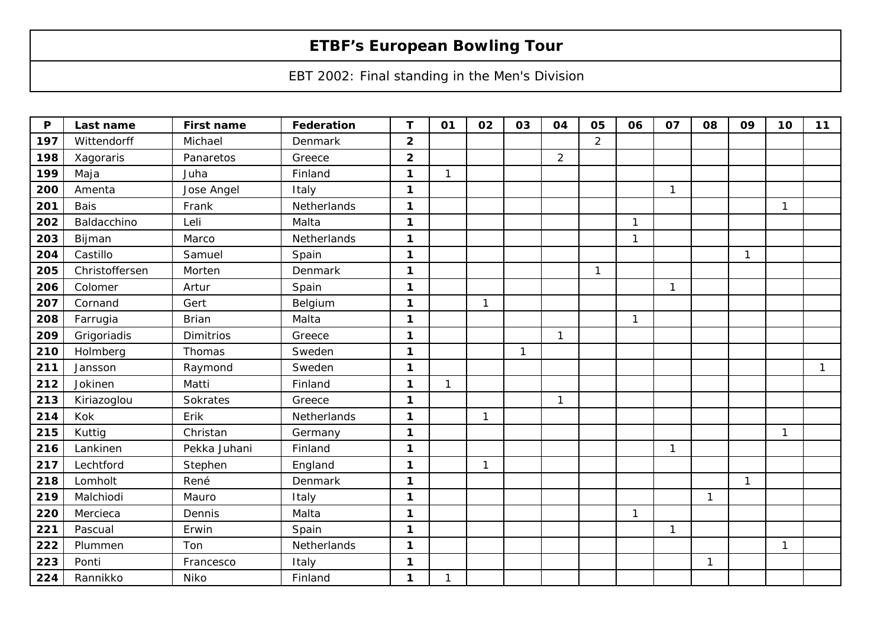# ETBF's European Bowling Tour

EBT 2002: Final standing in the Men's Division

| P | Last name | First name | Federation | T | 01 | 02 | 03 | 04 | 05 | 06 | 07 | 08 | 09 | 10 | 11 |
|---|---|---|---|---|---|---|---|---|---|---|---|---|---|---|---|
| **197** | Wittendorff | Michael | Denmark | **2** | | | | | 2 | | | | | | |
| **198** | Xagoraris | Panaretos | Greece | **2** | | | | 2 | | | | | | | |
| **199** | Maja | Juha | Finland | **1** | 1 | | | | | | | | | | |
| **200** | Amenta | Jose Angel | Italy | **1** | | | | | | | 1 | | | | |
| **201** | Bais | Frank | Netherlands | **1** | | | | | | | | | | 1 | |
| **202** | Baldacchino | Leli | Malta | **1** | | | | | | 1 | | | | | |
| **203** | Bijman | Marco | Netherlands | **1** | | | | | | 1 | | | | | |
| **204** | Castillo | Samuel | Spain | **1** | | | | | | | | | 1 | | |
| **205** | Christoffersen | Morten | Denmark | **1** | | | | | 1 | | | | | | |
| **206** | Colomer | Artur | Spain | **1** | | | | | | | 1 | | | | |
| **207** | Cornand | Gert | Belgium | **1** | | 1 | | | | | | | | | |
| **208** | Farrugia | Brian | Malta | **1** | | | | | | 1 | | | | | |
| **209** | Grigoriadis | Dimitrios | Greece | **1** | | | | 1 | | | | | | | |
| **210** | Holmberg | Thomas | Sweden | **1** | | | 1 | | | | | | | | |
| **211** | Jansson | Raymond | Sweden | **1** | | | | | | | | | | | 1 |
| **212** | Jokinen | Matti | Finland | **1** | 1 | | | | | | | | | | |
| **213** | Kiriazoglou | Sokrates | Greece | **1** | | | | 1 | | | | | | | |
| **214** | Kok | Erik | Netherlands | **1** | | 1 | | | | | | | | | |
| **215** | Kuttig | Christan | Germany | **1** | | | | | | | | | | 1 | |
| **216** | Lankinen | Pekka Juhani | Finland | **1** | | | | | | | 1 | | | | |
| **217** | Lechtford | Stephen | England | **1** | | 1 | | | | | | | | | |
| **218** | Lomholt | René | Denmark | **1** | | | | | | | | | 1 | | |
| **219** | Malchiodi | Mauro | Italy | **1** | | | | | | | | 1 | | | |
| **220** | Mercieca | Dennis | Malta | **1** | | | | | | 1 | | | | | |
| **221** | Pascual | Erwin | Spain | **1** | | | | | | | 1 | | | | |
| **222** | Plummen | Ton | Netherlands | **1** | | | | | | | | | | 1 | |
| **223** | Ponti | Francesco | Italy | **1** | | | | | | | | 1 | | | |
| **224** | Rannikko | Niko | Finland | **1** | 1 | | | | | | | | | | |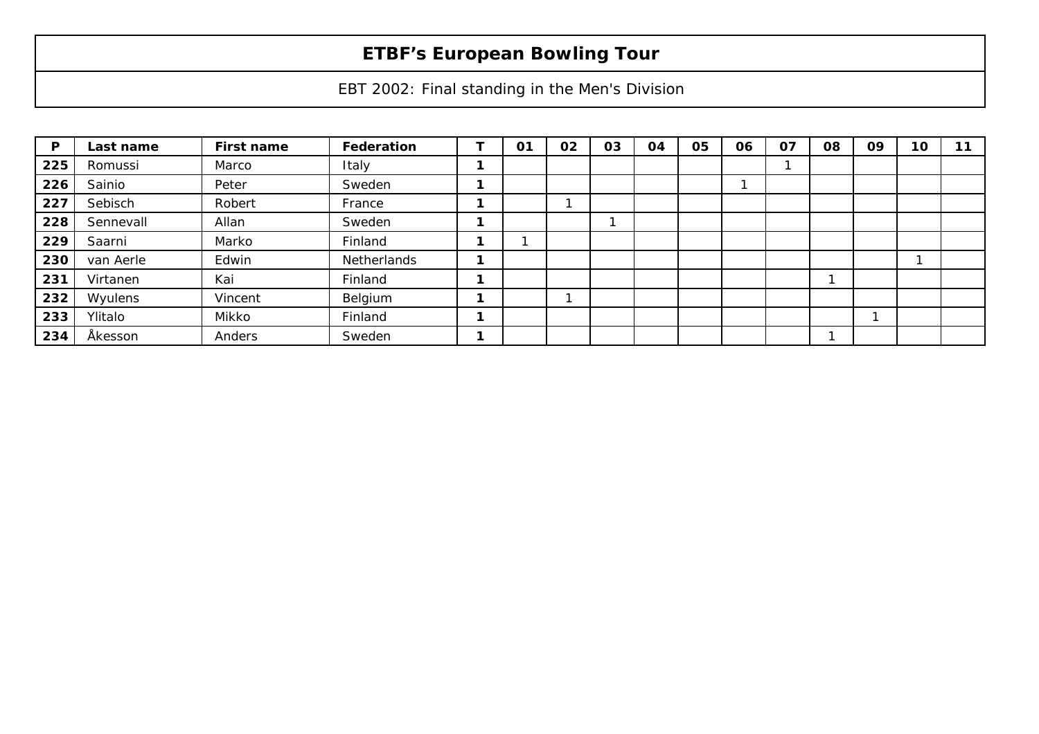# ETBF's European Bowling Tour

EBT 2002: Final standing in the Men's Division

| P | Last name | First name | Federation | T | 01 | 02 | 03 | 04 | 05 | 06 | 07 | 08 | 09 | 10 | 11 |
|---|---|---|---|---|---|---|---|---|---|---|---|---|---|---|---|
| **225** | Romussi | Marco | Italy | **1** | | | | | | | 1 | | | | |
| **226** | Sainio | Peter | Sweden | **1** | | | | | | 1 | | | | | |
| **227** | Sebisch | Robert | France | **1** | | 1 | | | | | | | | | |
| **228** | Sennevall | Allan | Sweden | **1** | | | 1 | | | | | | | | |
| **229** | Saarni | Marko | Finland | **1** | 1 | | | | | | | | | | |
| **230** | van Aerle | Edwin | Netherlands | **1** | | | | | | | | | | 1 | |
| **231** | Virtanen | Kai | Finland | **1** | | | | | | | | 1 | | | |
| **232** | Wyulens | Vincent | Belgium | **1** | | 1 | | | | | | | | | |
| **233** | Ylitalo | Mikko | Finland | **1** | | | | | | | | | 1 | | |
| **234** | Åkesson | Anders | Sweden | **1** | | | | | | | | 1 | | | |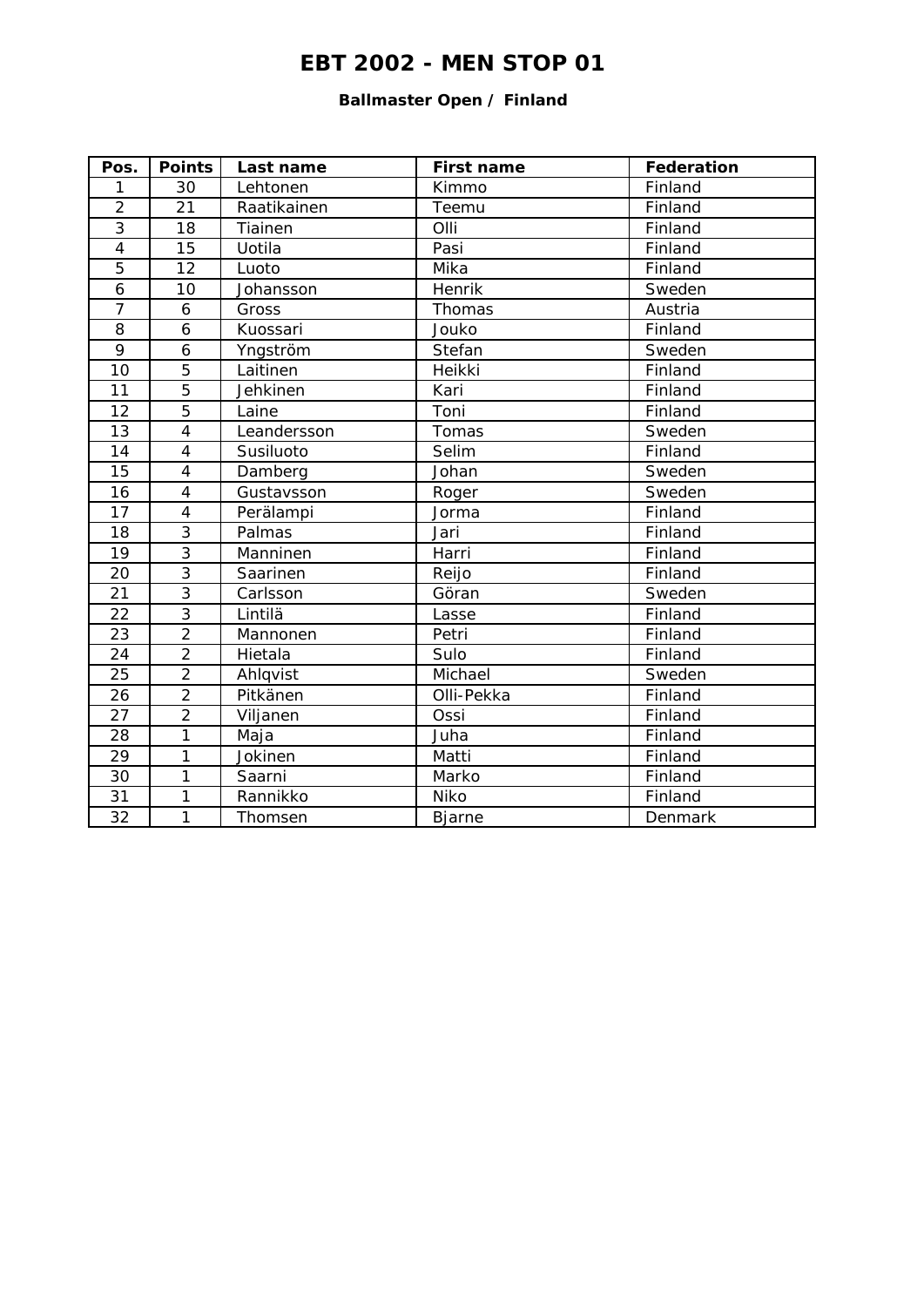# EBT 2002 - MEN STOP 01

### Ballmaster Open / Finland

| Pos. | Points | Last name | First name | Federation |
|---|---|---|---|---|
| 1 | 30 | Lehtonen | Kimmo | Finland |
| 2 | 21 | Raatikainen | Teemu | Finland |
| 3 | 18 | Tiainen | Olli | Finland |
| 4 | 15 | Uotila | Pasi | Finland |
| 5 | 12 | Luoto | Mika | Finland |
| 6 | 10 | Johansson | Henrik | Sweden |
| 7 | 6 | Gross | Thomas | Austria |
| 8 | 6 | Kuossari | Jouko | Finland |
| 9 | 6 | Yngström | Stefan | Sweden |
| 10 | 5 | Laitinen | Heikki | Finland |
| 11 | 5 | Jehkinen | Kari | Finland |
| 12 | 5 | Laine | Toni | Finland |
| 13 | 4 | Leandersson | Tomas | Sweden |
| 14 | 4 | Susiluoto | Selim | Finland |
| 15 | 4 | Damberg | Johan | Sweden |
| 16 | 4 | Gustavsson | Roger | Sweden |
| 17 | 4 | Perälampi | Jorma | Finland |
| 18 | 3 | Palmas | Jari | Finland |
| 19 | 3 | Manninen | Harri | Finland |
| 20 | 3 | Saarinen | Reijo | Finland |
| 21 | 3 | Carlsson | Göran | Sweden |
| 22 | 3 | Lintilä | Lasse | Finland |
| 23 | 2 | Mannonen | Petri | Finland |
| 24 | 2 | Hietala | Sulo | Finland |
| 25 | 2 | Ahlqvist | Michael | Sweden |
| 26 | 2 | Pitkänen | Olli-Pekka | Finland |
| 27 | 2 | Viljanen | Ossi | Finland |
| 28 | 1 | Maja | Juha | Finland |
| 29 | 1 | Jokinen | Matti | Finland |
| 30 | 1 | Saarni | Marko | Finland |
| 31 | 1 | Rannikko | Niko | Finland |
| 32 | 1 | Thomsen | Bjarne | Denmark |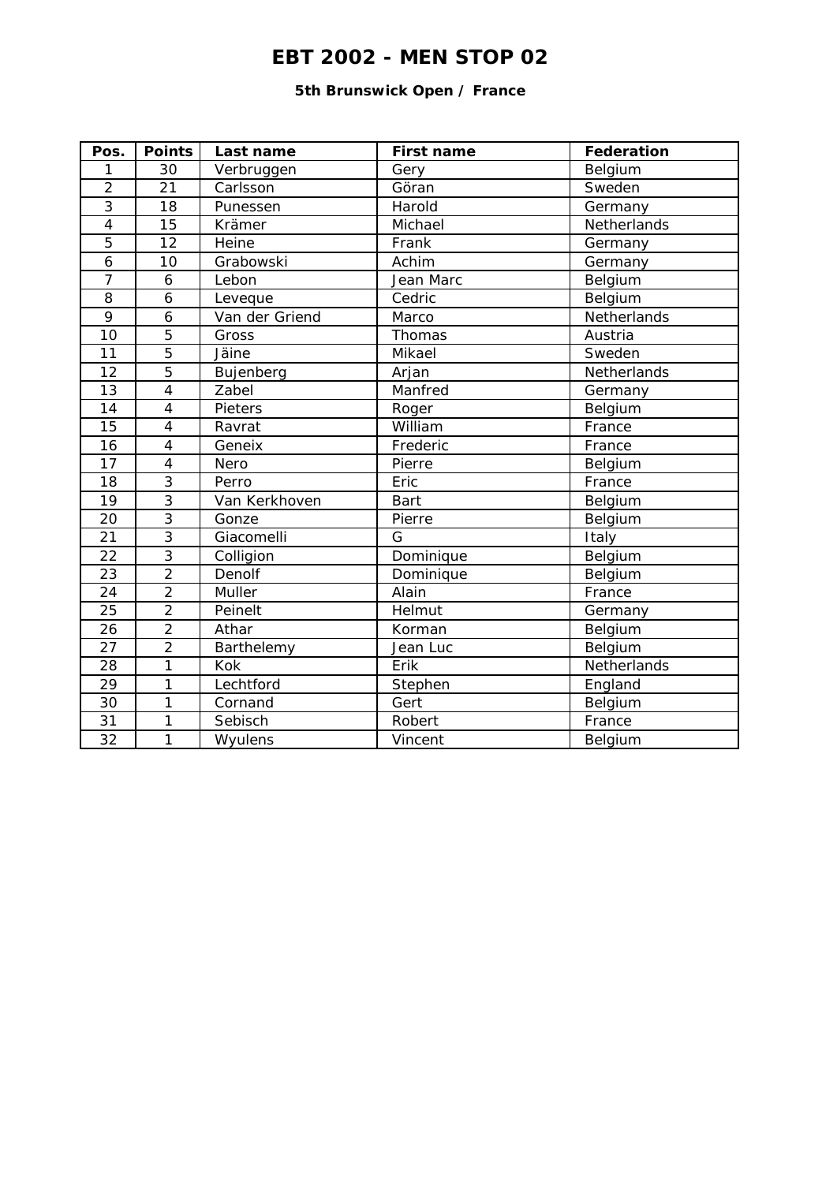# EBT 2002 - MEN STOP 02

**5th Brunswick Open / France**

| Pos. | Points | Last name | First name | Federation |
|---|---|---|---|---|
| 1 | 30 | Verbruggen | Gery | Belgium |
| 2 | 21 | Carlsson | Göran | Sweden |
| 3 | 18 | Punessen | Harold | Germany |
| 4 | 15 | Krämer | Michael | Netherlands |
| 5 | 12 | Heine | Frank | Germany |
| 6 | 10 | Grabowski | Achim | Germany |
| 7 | 6 | Lebon | Jean Marc | Belgium |
| 8 | 6 | Leveque | Cedric | Belgium |
| 9 | 6 | Van der Griend | Marco | Netherlands |
| 10 | 5 | Gross | Thomas | Austria |
| 11 | 5 | Jäine | Mikael | Sweden |
| 12 | 5 | Bujenberg | Arjan | Netherlands |
| 13 | 4 | Zabel | Manfred | Germany |
| 14 | 4 | Pieters | Roger | Belgium |
| 15 | 4 | Ravrat | William | France |
| 16 | 4 | Geneix | Frederic | France |
| 17 | 4 | Nero | Pierre | Belgium |
| 18 | 3 | Perro | Eric | France |
| 19 | 3 | Van Kerkhoven | Bart | Belgium |
| 20 | 3 | Gonze | Pierre | Belgium |
| 21 | 3 | Giacomelli | G | Italy |
| 22 | 3 | Colligion | Dominique | Belgium |
| 23 | 2 | Denolf | Dominique | Belgium |
| 24 | 2 | Muller | Alain | France |
| 25 | 2 | Peinelt | Helmut | Germany |
| 26 | 2 | Athar | Korman | Belgium |
| 27 | 2 | Barthelemy | Jean Luc | Belgium |
| 28 | 1 | Kok | Erik | Netherlands |
| 29 | 1 | Lechtford | Stephen | England |
| 30 | 1 | Cornand | Gert | Belgium |
| 31 | 1 | Sebisch | Robert | France |
| 32 | 1 | Wyulens | Vincent | Belgium |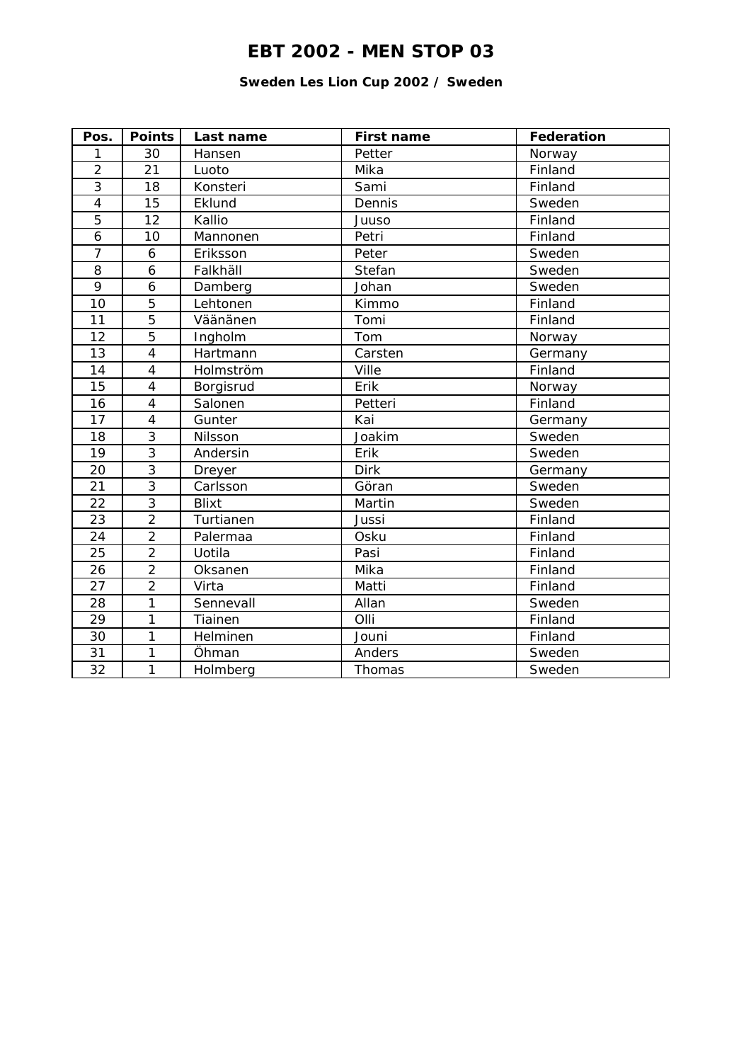# EBT 2002 - MEN STOP 03

**Sweden Les Lion Cup 2002 / Sweden**

| Pos. | Points | Last name | First name | Federation |
|---|---|---|---|---|
| 1 | 30 | Hansen | Petter | Norway |
| 2 | 21 | Luoto | Mika | Finland |
| 3 | 18 | Konsteri | Sami | Finland |
| 4 | 15 | Eklund | Dennis | Sweden |
| 5 | 12 | Kallio | Juuso | Finland |
| 6 | 10 | Mannonen | Petri | Finland |
| 7 | 6 | Eriksson | Peter | Sweden |
| 8 | 6 | Falkhäll | Stefan | Sweden |
| 9 | 6 | Damberg | Johan | Sweden |
| 10 | 5 | Lehtonen | Kimmo | Finland |
| 11 | 5 | Väänänen | Tomi | Finland |
| 12 | 5 | Ingholm | Tom | Norway |
| 13 | 4 | Hartmann | Carsten | Germany |
| 14 | 4 | Holmström | Ville | Finland |
| 15 | 4 | Borgisrud | Erik | Norway |
| 16 | 4 | Salonen | Petteri | Finland |
| 17 | 4 | Gunter | Kai | Germany |
| 18 | 3 | Nilsson | Joakim | Sweden |
| 19 | 3 | Andersin | Erik | Sweden |
| 20 | 3 | Dreyer | Dirk | Germany |
| 21 | 3 | Carlsson | Göran | Sweden |
| 22 | 3 | Blixt | Martin | Sweden |
| 23 | 2 | Turtianen | Jussi | Finland |
| 24 | 2 | Palermaa | Osku | Finland |
| 25 | 2 | Uotila | Pasi | Finland |
| 26 | 2 | Oksanen | Mika | Finland |
| 27 | 2 | Virta | Matti | Finland |
| 28 | 1 | Sennevall | Allan | Sweden |
| 29 | 1 | Tiainen | Olli | Finland |
| 30 | 1 | Helminen | Jouni | Finland |
| 31 | 1 | Öhman | Anders | Sweden |
| 32 | 1 | Holmberg | Thomas | Sweden |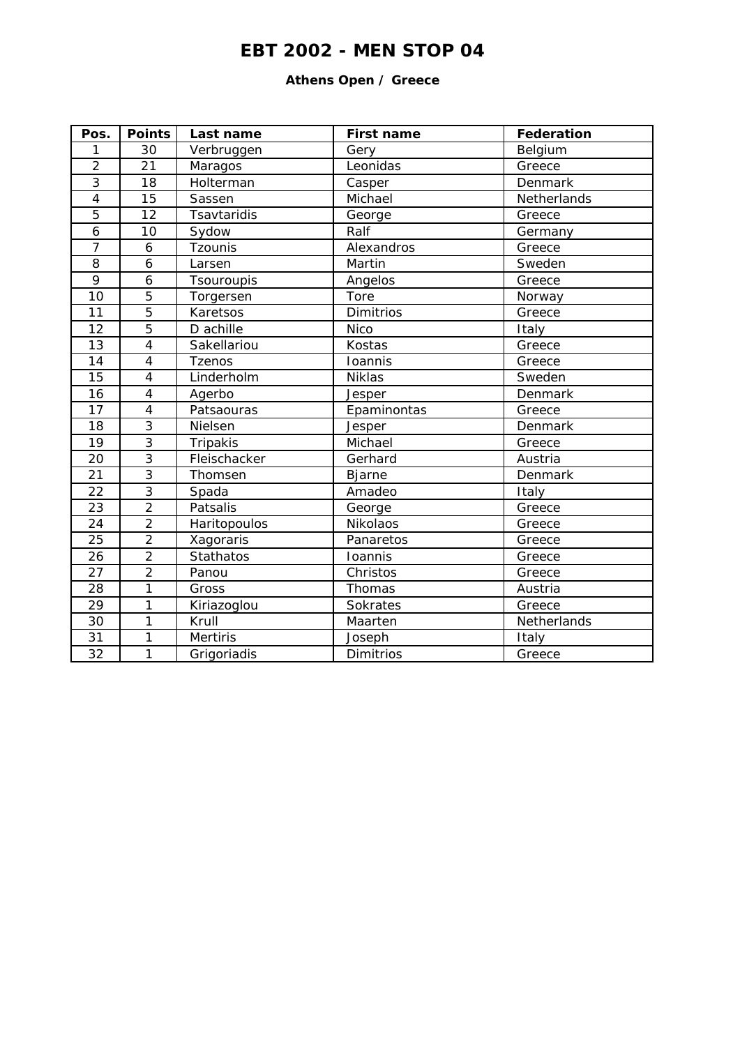# EBT 2002 - MEN STOP 04

### Athens Open / Greece

| Pos. | Points | Last name | First name | Federation |
|---|---|---|---|---|
| 1 | 30 | Verbruggen | Gery | Belgium |
| 2 | 21 | Maragos | Leonidas | Greece |
| 3 | 18 | Holterman | Casper | Denmark |
| 4 | 15 | Sassen | Michael | Netherlands |
| 5 | 12 | Tsavtaridis | George | Greece |
| 6 | 10 | Sydow | Ralf | Germany |
| 7 | 6 | Tzounis | Alexandros | Greece |
| 8 | 6 | Larsen | Martin | Sweden |
| 9 | 6 | Tsouroupis | Angelos | Greece |
| 10 | 5 | Torgersen | Tore | Norway |
| 11 | 5 | Karetsos | Dimitrios | Greece |
| 12 | 5 | D achille | Nico | Italy |
| 13 | 4 | Sakellariou | Kostas | Greece |
| 14 | 4 | Tzenos | Ioannis | Greece |
| 15 | 4 | Linderholm | Niklas | Sweden |
| 16 | 4 | Agerbo | Jesper | Denmark |
| 17 | 4 | Patsaouras | Epaminontas | Greece |
| 18 | 3 | Nielsen | Jesper | Denmark |
| 19 | 3 | Tripakis | Michael | Greece |
| 20 | 3 | Fleischacker | Gerhard | Austria |
| 21 | 3 | Thomsen | Bjarne | Denmark |
| 22 | 3 | Spada | Amadeo | Italy |
| 23 | 2 | Patsalis | George | Greece |
| 24 | 2 | Haritopoulos | Nikolaos | Greece |
| 25 | 2 | Xagoraris | Panaretos | Greece |
| 26 | 2 | Stathatos | Ioannis | Greece |
| 27 | 2 | Panou | Christos | Greece |
| 28 | 1 | Gross | Thomas | Austria |
| 29 | 1 | Kiriazoglou | Sokrates | Greece |
| 30 | 1 | Krull | Maarten | Netherlands |
| 31 | 1 | Mertiris | Joseph | Italy |
| 32 | 1 | Grigoriadis | Dimitrios | Greece |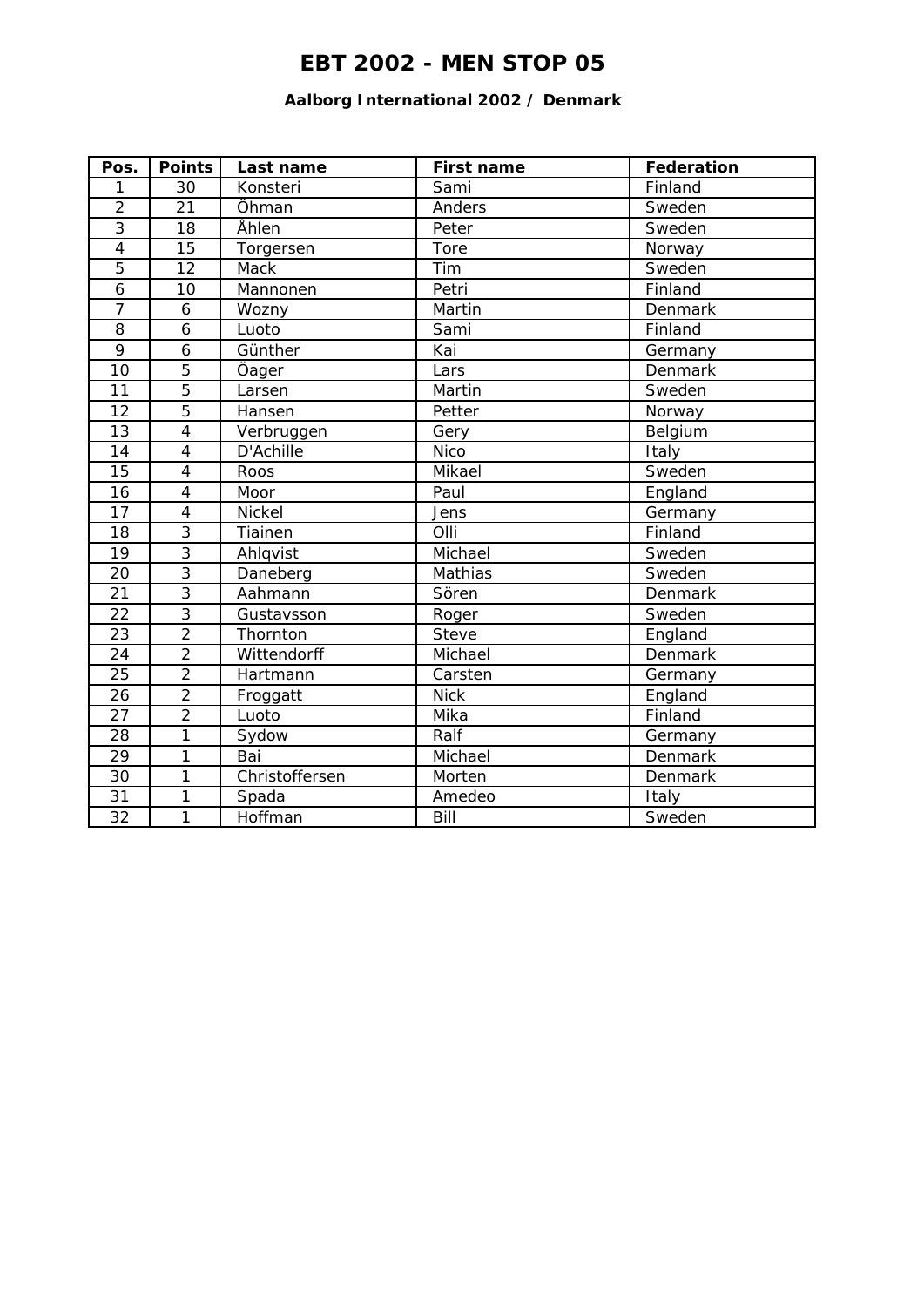# EBT 2002 - MEN STOP 05

### Aalborg International 2002 / Denmark

| Pos. | Points | Last name | First name | Federation |
|---|---|---|---|---|
| 1 | 30 | Konsteri | Sami | Finland |
| 2 | 21 | Öhman | Anders | Sweden |
| 3 | 18 | Åhlen | Peter | Sweden |
| 4 | 15 | Torgersen | Tore | Norway |
| 5 | 12 | Mack | Tim | Sweden |
| 6 | 10 | Mannonen | Petri | Finland |
| 7 | 6 | Wozny | Martin | Denmark |
| 8 | 6 | Luoto | Sami | Finland |
| 9 | 6 | Günther | Kai | Germany |
| 10 | 5 | Öager | Lars | Denmark |
| 11 | 5 | Larsen | Martin | Sweden |
| 12 | 5 | Hansen | Petter | Norway |
| 13 | 4 | Verbruggen | Gery | Belgium |
| 14 | 4 | D'Achille | Nico | Italy |
| 15 | 4 | Roos | Mikael | Sweden |
| 16 | 4 | Moor | Paul | England |
| 17 | 4 | Nickel | Jens | Germany |
| 18 | 3 | Tiainen | Olli | Finland |
| 19 | 3 | Ahlqvist | Michael | Sweden |
| 20 | 3 | Daneberg | Mathias | Sweden |
| 21 | 3 | Aahmann | Sören | Denmark |
| 22 | 3 | Gustavsson | Roger | Sweden |
| 23 | 2 | Thornton | Steve | England |
| 24 | 2 | Wittendorff | Michael | Denmark |
| 25 | 2 | Hartmann | Carsten | Germany |
| 26 | 2 | Froggatt | Nick | England |
| 27 | 2 | Luoto | Mika | Finland |
| 28 | 1 | Sydow | Ralf | Germany |
| 29 | 1 | Bai | Michael | Denmark |
| 30 | 1 | Christoffersen | Morten | Denmark |
| 31 | 1 | Spada | Amedeo | Italy |
| 32 | 1 | Hoffman | Bill | Sweden |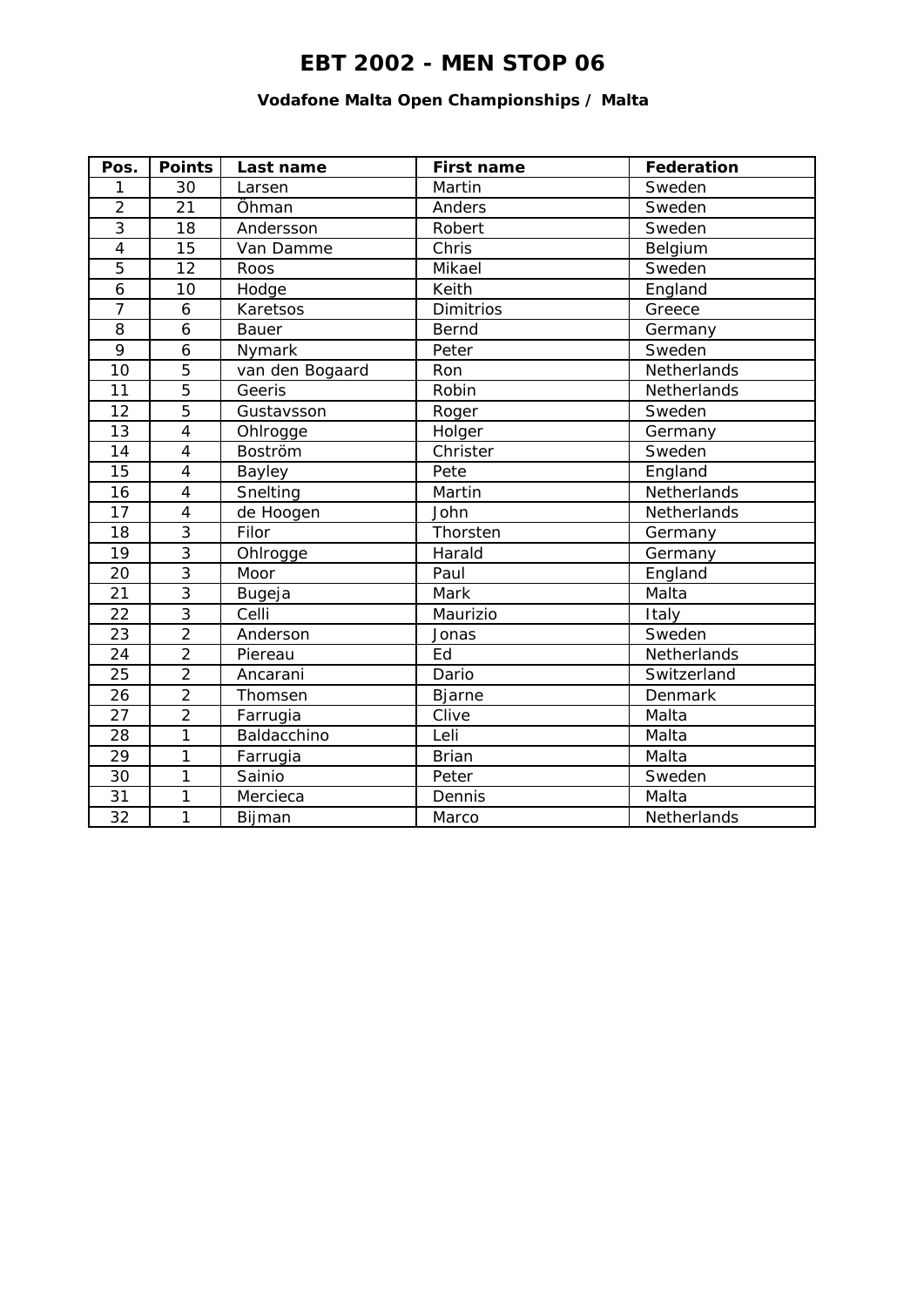# EBT 2002 - MEN STOP 06

### Vodafone Malta Open Championships / Malta

| Pos. | Points | Last name | First name | Federation |
|---|---|---|---|---|
| 1 | 30 | Larsen | Martin | Sweden |
| 2 | 21 | Öhman | Anders | Sweden |
| 3 | 18 | Andersson | Robert | Sweden |
| 4 | 15 | Van Damme | Chris | Belgium |
| 5 | 12 | Roos | Mikael | Sweden |
| 6 | 10 | Hodge | Keith | England |
| 7 | 6 | Karetsos | Dimitrios | Greece |
| 8 | 6 | Bauer | Bernd | Germany |
| 9 | 6 | Nymark | Peter | Sweden |
| 10 | 5 | van den Bogaard | Ron | Netherlands |
| 11 | 5 | Geeris | Robin | Netherlands |
| 12 | 5 | Gustavsson | Roger | Sweden |
| 13 | 4 | Ohlrogge | Holger | Germany |
| 14 | 4 | Boström | Christer | Sweden |
| 15 | 4 | Bayley | Pete | England |
| 16 | 4 | Snelting | Martin | Netherlands |
| 17 | 4 | de Hoogen | John | Netherlands |
| 18 | 3 | Filor | Thorsten | Germany |
| 19 | 3 | Ohlrogge | Harald | Germany |
| 20 | 3 | Moor | Paul | England |
| 21 | 3 | Bugeja | Mark | Malta |
| 22 | 3 | Celli | Maurizio | Italy |
| 23 | 2 | Anderson | Jonas | Sweden |
| 24 | 2 | Piereau | Ed | Netherlands |
| 25 | 2 | Ancarani | Dario | Switzerland |
| 26 | 2 | Thomsen | Bjarne | Denmark |
| 27 | 2 | Farrugia | Clive | Malta |
| 28 | 1 | Baldacchino | Leli | Malta |
| 29 | 1 | Farrugia | Brian | Malta |
| 30 | 1 | Sainio | Peter | Sweden |
| 31 | 1 | Mercieca | Dennis | Malta |
| 32 | 1 | Bijman | Marco | Netherlands |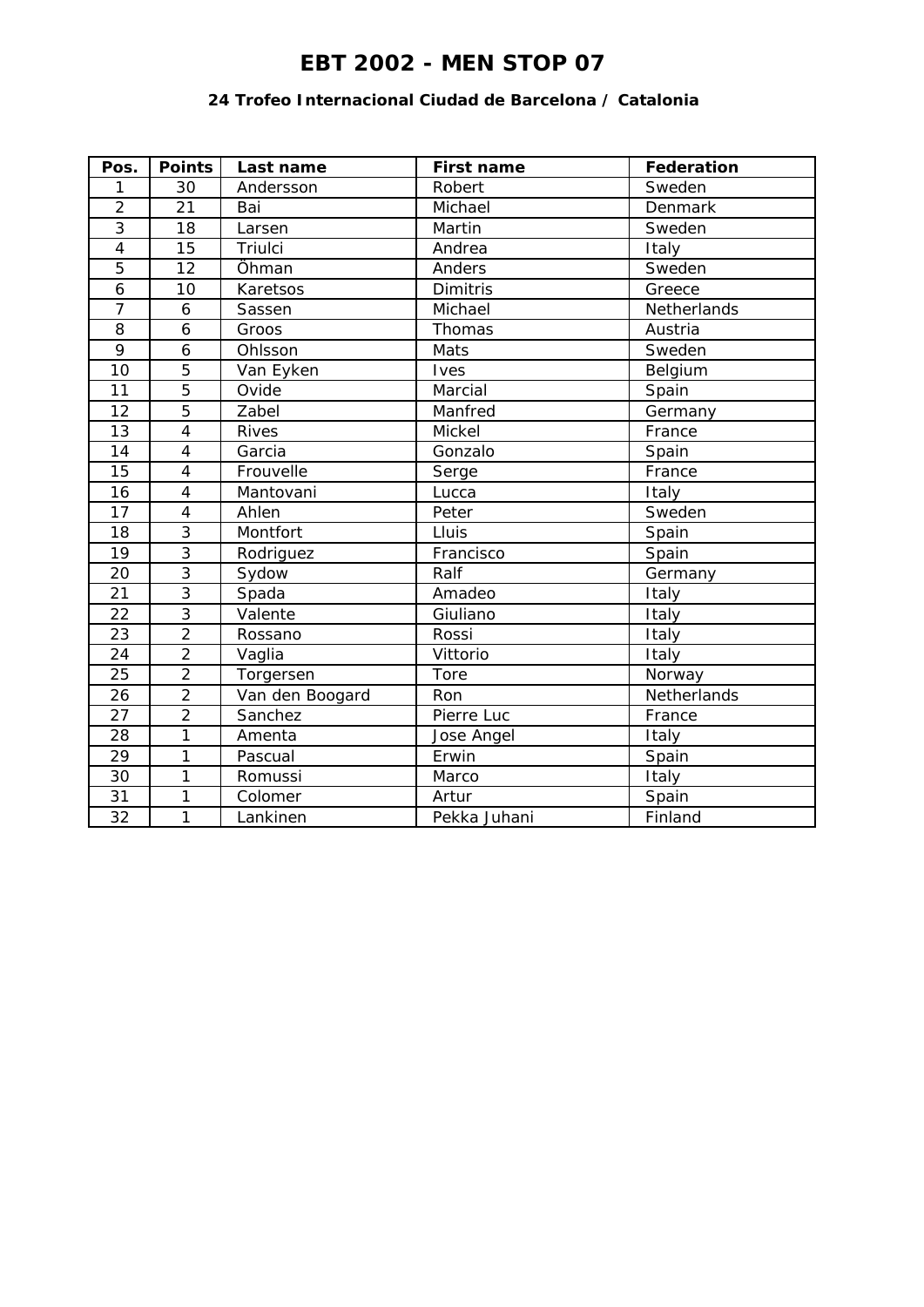# EBT 2002 - MEN STOP 07

### 24 Trofeo Internacional Ciudad de Barcelona / Catalonia

| Pos. | Points | Last name | First name | Federation |
|---|---|---|---|---|
| 1 | 30 | Andersson | Robert | Sweden |
| 2 | 21 | Bai | Michael | Denmark |
| 3 | 18 | Larsen | Martin | Sweden |
| 4 | 15 | Triulci | Andrea | Italy |
| 5 | 12 | Öhman | Anders | Sweden |
| 6 | 10 | Karetsos | Dimitris | Greece |
| 7 | 6 | Sassen | Michael | Netherlands |
| 8 | 6 | Groos | Thomas | Austria |
| 9 | 6 | Ohlsson | Mats | Sweden |
| 10 | 5 | Van Eyken | Ives | Belgium |
| 11 | 5 | Ovide | Marcial | Spain |
| 12 | 5 | Zabel | Manfred | Germany |
| 13 | 4 | Rives | Mickel | France |
| 14 | 4 | Garcia | Gonzalo | Spain |
| 15 | 4 | Frouvelle | Serge | France |
| 16 | 4 | Mantovani | Lucca | Italy |
| 17 | 4 | Ahlen | Peter | Sweden |
| 18 | 3 | Montfort | Lluis | Spain |
| 19 | 3 | Rodriguez | Francisco | Spain |
| 20 | 3 | Sydow | Ralf | Germany |
| 21 | 3 | Spada | Amadeo | Italy |
| 22 | 3 | Valente | Giuliano | Italy |
| 23 | 2 | Rossano | Rossi | Italy |
| 24 | 2 | Vaglia | Vittorio | Italy |
| 25 | 2 | Torgersen | Tore | Norway |
| 26 | 2 | Van den Boogard | Ron | Netherlands |
| 27 | 2 | Sanchez | Pierre Luc | France |
| 28 | 1 | Amenta | Jose Angel | Italy |
| 29 | 1 | Pascual | Erwin | Spain |
| 30 | 1 | Romussi | Marco | Italy |
| 31 | 1 | Colomer | Artur | Spain |
| 32 | 1 | Lankinen | Pekka Juhani | Finland |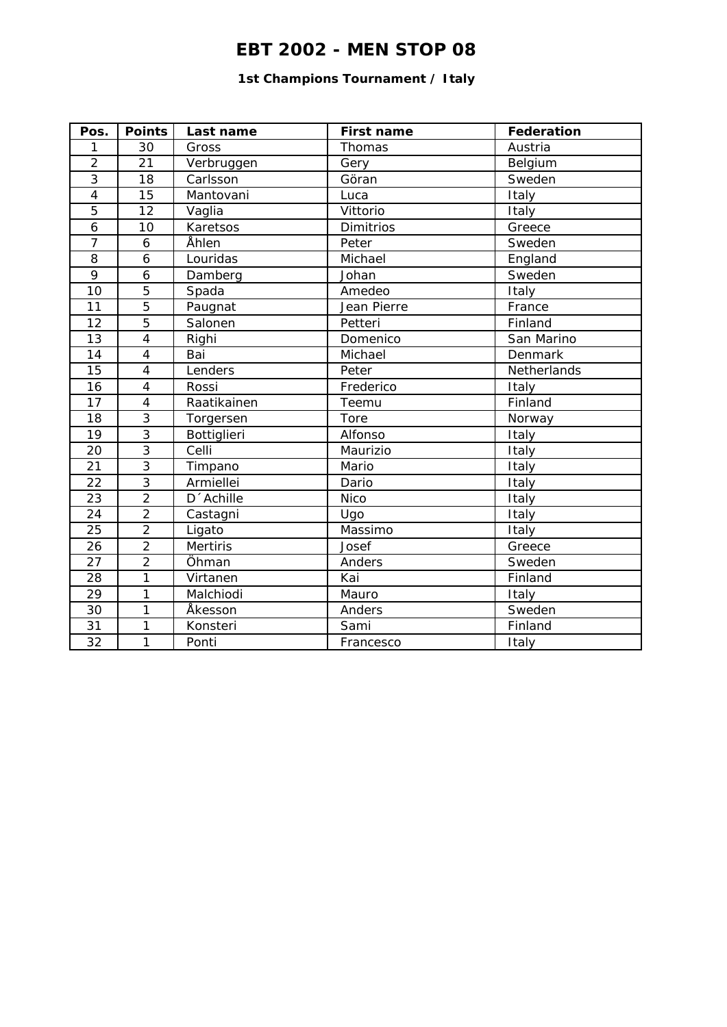# EBT 2002 - MEN STOP 08

### 1st Champions Tournament / Italy

| Pos. | Points | Last name | First name | Federation |
|---|---|---|---|---|
| 1 | 30 | Gross | Thomas | Austria |
| 2 | 21 | Verbruggen | Gery | Belgium |
| 3 | 18 | Carlsson | Göran | Sweden |
| 4 | 15 | Mantovani | Luca | Italy |
| 5 | 12 | Vaglia | Vittorio | Italy |
| 6 | 10 | Karetsos | Dimitrios | Greece |
| 7 | 6 | Åhlen | Peter | Sweden |
| 8 | 6 | Louridas | Michael | England |
| 9 | 6 | Damberg | Johan | Sweden |
| 10 | 5 | Spada | Amedeo | Italy |
| 11 | 5 | Paugnat | Jean Pierre | France |
| 12 | 5 | Salonen | Petteri | Finland |
| 13 | 4 | Righi | Domenico | San Marino |
| 14 | 4 | Bai | Michael | Denmark |
| 15 | 4 | Lenders | Peter | Netherlands |
| 16 | 4 | Rossi | Frederico | Italy |
| 17 | 4 | Raatikainen | Teemu | Finland |
| 18 | 3 | Torgersen | Tore | Norway |
| 19 | 3 | Bottiglieri | Alfonso | Italy |
| 20 | 3 | Celli | Maurizio | Italy |
| 21 | 3 | Timpano | Mario | Italy |
| 22 | 3 | Armiellei | Dario | Italy |
| 23 | 2 | D´Achille | Nico | Italy |
| 24 | 2 | Castagni | Ugo | Italy |
| 25 | 2 | Ligato | Massimo | Italy |
| 26 | 2 | Mertiris | Josef | Greece |
| 27 | 2 | Öhman | Anders | Sweden |
| 28 | 1 | Virtanen | Kai | Finland |
| 29 | 1 | Malchiodi | Mauro | Italy |
| 30 | 1 | Åkesson | Anders | Sweden |
| 31 | 1 | Konsteri | Sami | Finland |
| 32 | 1 | Ponti | Francesco | Italy |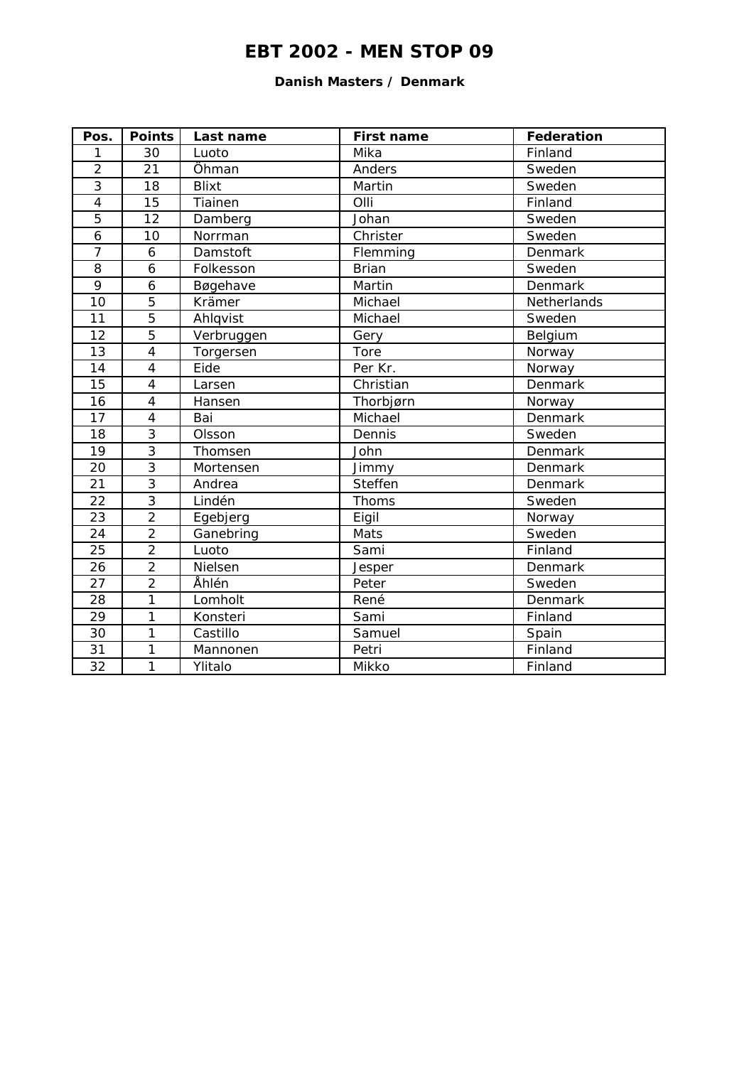# EBT 2002 - MEN STOP 09

**Danish Masters / Denmark**

| Pos. | Points | Last name | First name | Federation |
|---|---|---|---|---|
| 1 | 30 | Luoto | Mika | Finland |
| 2 | 21 | Öhman | Anders | Sweden |
| 3 | 18 | Blixt | Martin | Sweden |
| 4 | 15 | Tiainen | Olli | Finland |
| 5 | 12 | Damberg | Johan | Sweden |
| 6 | 10 | Norrman | Christer | Sweden |
| 7 | 6 | Damstoft | Flemming | Denmark |
| 8 | 6 | Folkesson | Brian | Sweden |
| 9 | 6 | Bøgehave | Martin | Denmark |
| 10 | 5 | Krämer | Michael | Netherlands |
| 11 | 5 | Ahlqvist | Michael | Sweden |
| 12 | 5 | Verbruggen | Gery | Belgium |
| 13 | 4 | Torgersen | Tore | Norway |
| 14 | 4 | Eide | Per Kr. | Norway |
| 15 | 4 | Larsen | Christian | Denmark |
| 16 | 4 | Hansen | Thorbjørn | Norway |
| 17 | 4 | Bai | Michael | Denmark |
| 18 | 3 | Olsson | Dennis | Sweden |
| 19 | 3 | Thomsen | John | Denmark |
| 20 | 3 | Mortensen | Jimmy | Denmark |
| 21 | 3 | Andrea | Steffen | Denmark |
| 22 | 3 | Lindén | Thoms | Sweden |
| 23 | 2 | Egebjerg | Eigil | Norway |
| 24 | 2 | Ganebring | Mats | Sweden |
| 25 | 2 | Luoto | Sami | Finland |
| 26 | 2 | Nielsen | Jesper | Denmark |
| 27 | 2 | Åhlén | Peter | Sweden |
| 28 | 1 | Lomholt | René | Denmark |
| 29 | 1 | Konsteri | Sami | Finland |
| 30 | 1 | Castillo | Samuel | Spain |
| 31 | 1 | Mannonen | Petri | Finland |
| 32 | 1 | Ylitalo | Mikko | Finland |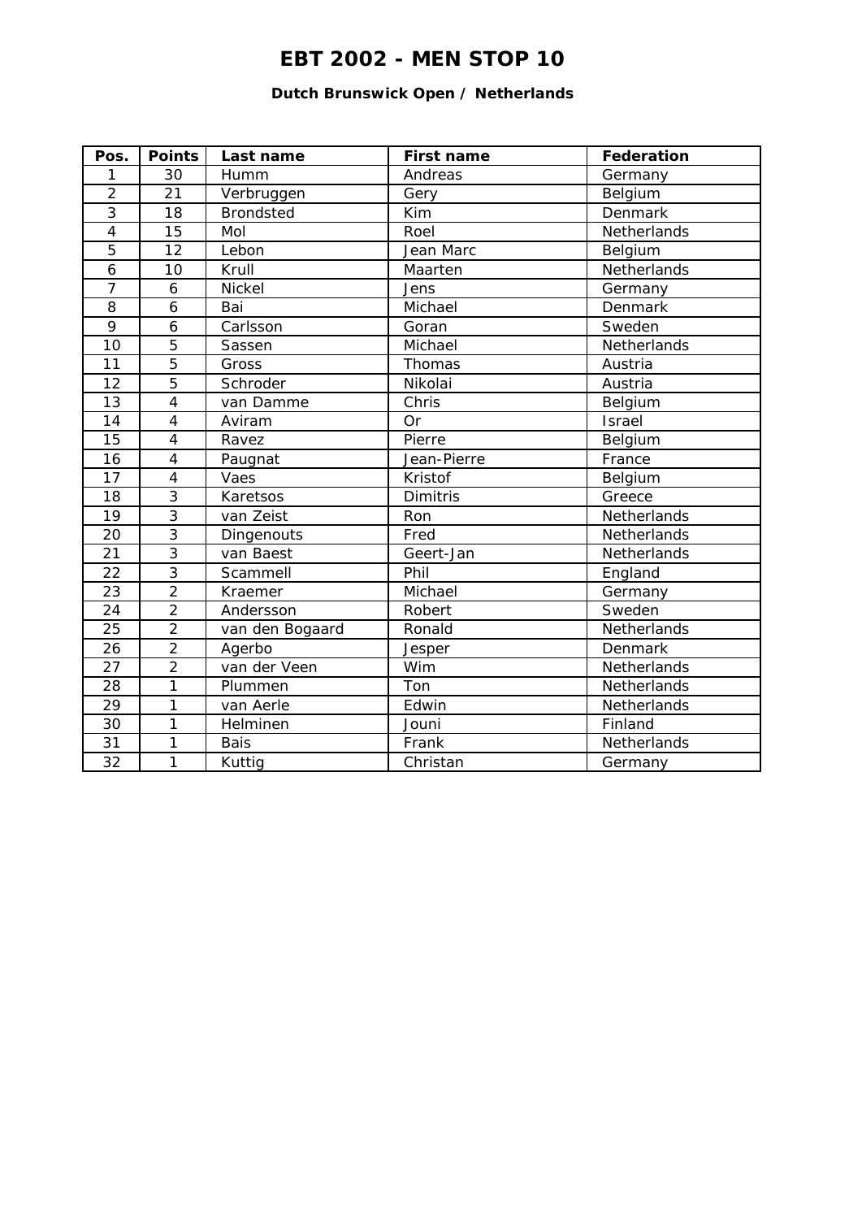# EBT 2002 - MEN STOP 10

### Dutch Brunswick Open / Netherlands

| Pos. | Points | Last name | First name | Federation |
|---|---|---|---|---|
| 1 | 30 | Humm | Andreas | Germany |
| 2 | 21 | Verbruggen | Gery | Belgium |
| 3 | 18 | Brondsted | Kim | Denmark |
| 4 | 15 | Mol | Roel | Netherlands |
| 5 | 12 | Lebon | Jean Marc | Belgium |
| 6 | 10 | Krull | Maarten | Netherlands |
| 7 | 6 | Nickel | Jens | Germany |
| 8 | 6 | Bai | Michael | Denmark |
| 9 | 6 | Carlsson | Goran | Sweden |
| 10 | 5 | Sassen | Michael | Netherlands |
| 11 | 5 | Gross | Thomas | Austria |
| 12 | 5 | Schroder | Nikolai | Austria |
| 13 | 4 | van Damme | Chris | Belgium |
| 14 | 4 | Aviram | Or | Israel |
| 15 | 4 | Ravez | Pierre | Belgium |
| 16 | 4 | Paugnat | Jean-Pierre | France |
| 17 | 4 | Vaes | Kristof | Belgium |
| 18 | 3 | Karetsos | Dimitris | Greece |
| 19 | 3 | van Zeist | Ron | Netherlands |
| 20 | 3 | Dingenouts | Fred | Netherlands |
| 21 | 3 | van Baest | Geert-Jan | Netherlands |
| 22 | 3 | Scammell | Phil | England |
| 23 | 2 | Kraemer | Michael | Germany |
| 24 | 2 | Andersson | Robert | Sweden |
| 25 | 2 | van den Bogaard | Ronald | Netherlands |
| 26 | 2 | Agerbo | Jesper | Denmark |
| 27 | 2 | van der Veen | Wim | Netherlands |
| 28 | 1 | Plummen | Ton | Netherlands |
| 29 | 1 | van Aerle | Edwin | Netherlands |
| 30 | 1 | Helminen | Jouni | Finland |
| 31 | 1 | Bais | Frank | Netherlands |
| 32 | 1 | Kuttig | Christan | Germany |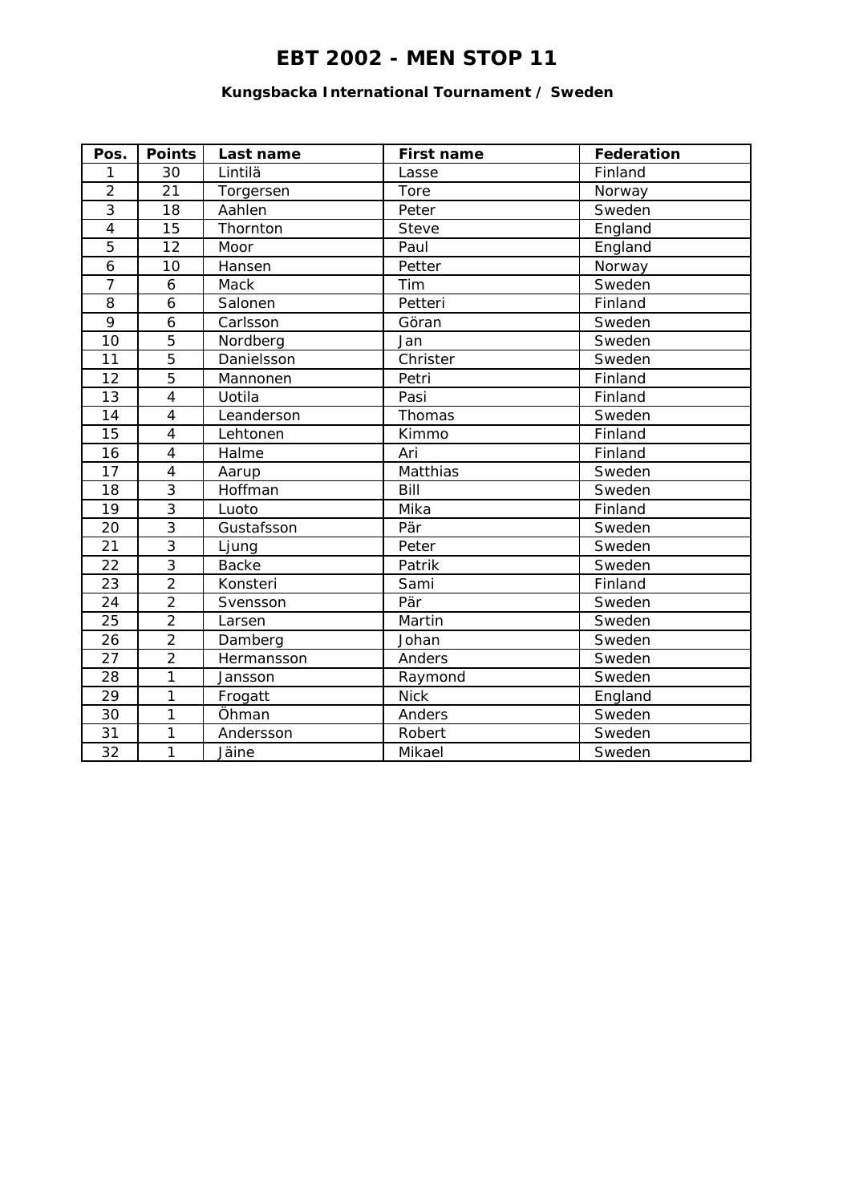# EBT 2002 - MEN STOP 11

### Kungsbacka International Tournament / Sweden

| Pos. | Points | Last name | First name | Federation |
|---|---|---|---|---|
| 1 | 30 | Lintilä | Lasse | Finland |
| 2 | 21 | Torgersen | Tore | Norway |
| 3 | 18 | Aahlen | Peter | Sweden |
| 4 | 15 | Thornton | Steve | England |
| 5 | 12 | Moor | Paul | England |
| 6 | 10 | Hansen | Petter | Norway |
| 7 | 6 | Mack | Tim | Sweden |
| 8 | 6 | Salonen | Petteri | Finland |
| 9 | 6 | Carlsson | Göran | Sweden |
| 10 | 5 | Nordberg | Jan | Sweden |
| 11 | 5 | Danielsson | Christer | Sweden |
| 12 | 5 | Mannonen | Petri | Finland |
| 13 | 4 | Uotila | Pasi | Finland |
| 14 | 4 | Leanderson | Thomas | Sweden |
| 15 | 4 | Lehtonen | Kimmo | Finland |
| 16 | 4 | Halme | Ari | Finland |
| 17 | 4 | Aarup | Matthias | Sweden |
| 18 | 3 | Hoffman | Bill | Sweden |
| 19 | 3 | Luoto | Mika | Finland |
| 20 | 3 | Gustafsson | Pär | Sweden |
| 21 | 3 | Ljung | Peter | Sweden |
| 22 | 3 | Backe | Patrik | Sweden |
| 23 | 2 | Konsteri | Sami | Finland |
| 24 | 2 | Svensson | Pär | Sweden |
| 25 | 2 | Larsen | Martin | Sweden |
| 26 | 2 | Damberg | Johan | Sweden |
| 27 | 2 | Hermansson | Anders | Sweden |
| 28 | 1 | Jansson | Raymond | Sweden |
| 29 | 1 | Frogatt | Nick | England |
| 30 | 1 | Öhman | Anders | Sweden |
| 31 | 1 | Andersson | Robert | Sweden |
| 32 | 1 | Jäine | Mikael | Sweden |